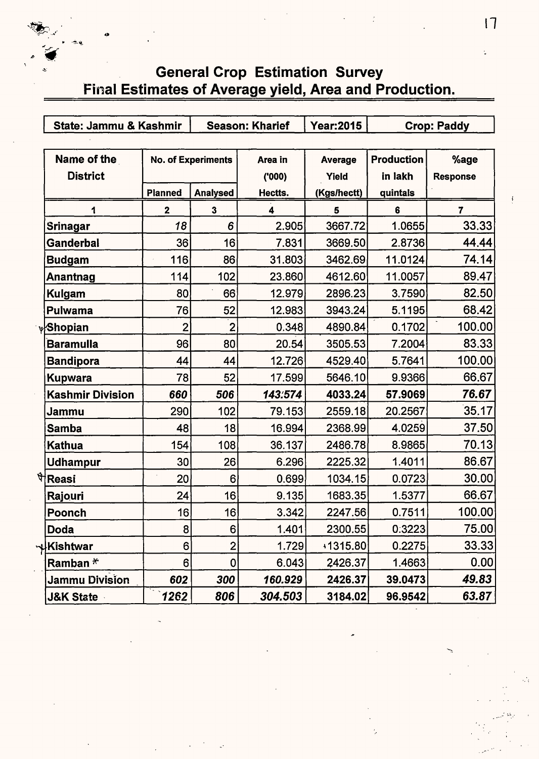## General Crop Estimation Survey
## Final Estimates of Average yield, Area and Production.

| State: Jammu & Kashmir | Season: Kharief | Year:2015 | Crop: Paddy |
|---|---|---|---|

| Name of the District | No. of Experiments | | Area in ('000) Hectts. | Average Yield (Kgs/hectt) | Production in lakh quintals | %age Response |
|---|---|---|---|---|---|---|
| | Planned | Analysed | | | | |
| 1 | 2 | 3 | 4 | 5 | 6 | 7 |
| Srinagar | *18* | *6* | 2.905 | 3667.72 | 1.0655 | 33.33 |
| Ganderbal | 36 | 16 | 7.831 | 3669.50 | 2.8736 | 44.44 |
| Budgam | 116 | 86 | 31.803 | 3462.69 | 11.0124 | 74.14 |
| Anantnag | 114 | 102 | 23.860 | 4612.60 | 11.0057 | 89.47 |
| Kulgam | 80 | 66 | 12.979 | 2896.23 | 3.7590 | 82.50 |
| Pulwama | 76 | 52 | 12.983 | 3943.24 | 5.1195 | 68.42 |
| Shopian | 2 | 2 | 0.348 | 4890.84 | 0.1702 | 100.00 |
| Baramulla | 96 | 80 | 20.54 | 3505.53 | 7.2004 | 83.33 |
| Bandipora | 44 | 44 | 12.726 | 4529.40 | 5.7641 | 100.00 |
| Kupwara | 78 | 52 | 17.599 | 5646.10 | 9.9366 | 66.67 |
| **Kashmir Division** | ***660*** | ***506*** | ***143.574*** | **4033.24** | **57.9069** | ***76.67*** |
| Jammu | 290 | 102 | 79.153 | 2559.18 | 20.2567 | 35.17 |
| Samba | 48 | 18 | 16.994 | 2368.99 | 4.0259 | 37.50 |
| Kathua | 154 | 108 | 36.137 | 2486.78 | 8.9865 | 70.13 |
| Udhampur | 30 | 26 | 6.296 | 2225.32 | 1.4011 | 86.67 |
| Reasi | 20 | 6 | 0.699 | 1034.15 | 0.0723 | 30.00 |
| Rajouri | 24 | 16 | 9.135 | 1683.35 | 1.5377 | 66.67 |
| Poonch | 16 | 16 | 3.342 | 2247.56 | 0.7511 | 100.00 |
| Doda | 8 | 6 | 1.401 | 2300.55 | 0.3223 | 75.00 |
| Kishtwar | 6 | 2 | 1.729 | 1315.80 | 0.2275 | 33.33 |
| Ramban * | 6 | 0 | 6.043 | 2426.37 | 1.4663 | 0.00 |
| **Jammu Division** | ***602*** | ***300*** | ***160.929*** | **2426.37** | **39.0473** | ***49.83*** |
| **J&K State** | ***1262*** | ***806*** | ***304.503*** | **3184.02** | **96.9542** | ***63.87*** |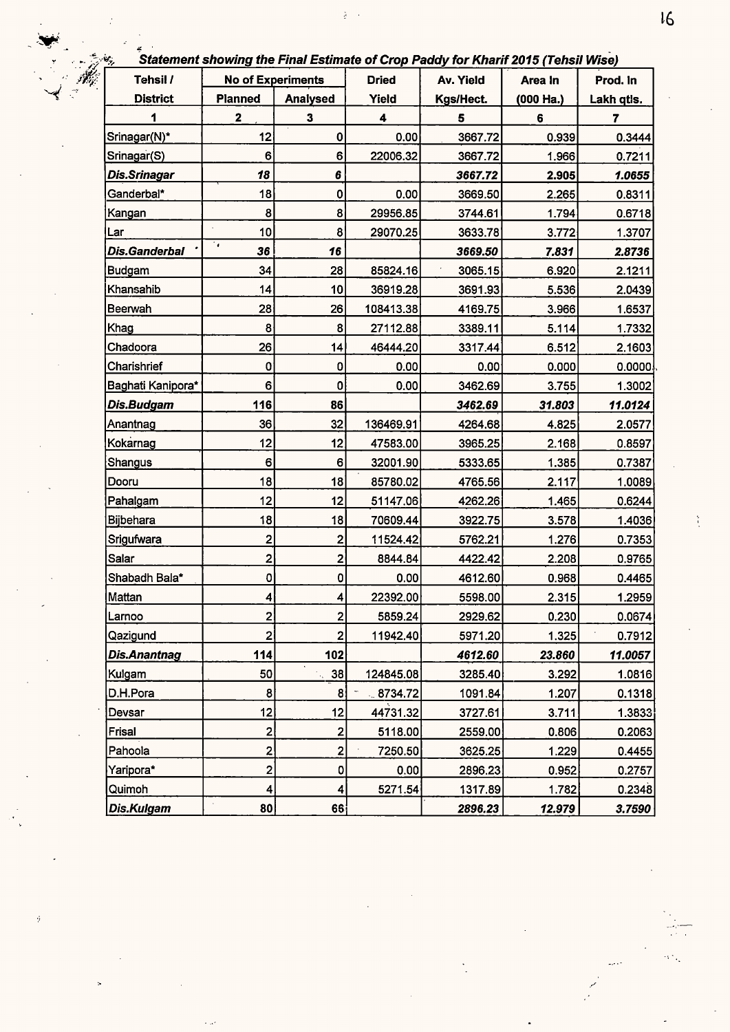***Statement showing the Final Estimate of Crop Paddy for Kharif 2015 (Tehsil Wise)***

| Tehsil / District | No of Experiments | | Dried Yield | Av. Yield Kgs/Hect. | Area In (000 Ha.) | Prod. In Lakh qtls. |
|---|---|---|---|---|---|---|
| | Planned | Analysed | | | | |
| 1 | 2 | 3 | 4 | 5 | 6 | 7 |
| Srinagar(N)* | 12 | 0 | 0.00 | 3667.72 | 0.939 | 0.3444 |
| Srinagar(S) | 6 | 6 | 22006.32 | 3667.72 | 1.966 | 0.7211 |
| ***Dis.Srinagar*** | ***18*** | ***6*** | | ***3667.72*** | ***2.905*** | ***1.0655*** |
| Ganderbal* | 18 | 0 | 0.00 | 3669.50 | 2.265 | 0.8311 |
| Kangan | 8 | 8 | 29956.85 | 3744.61 | 1.794 | 0.6718 |
| Lar | 10 | 8 | 29070.25 | 3633.78 | 3.772 | 1.3707 |
| ***Dis.Ganderbal*** | ***36*** | ***16*** | | ***3669.50*** | ***7.831*** | ***2.8736*** |
| Budgam | 34 | 28 | 85824.16 | 3065.15 | 6.920 | 2.1211 |
| Khansahib | 14 | 10 | 36919.28 | 3691.93 | 5.536 | 2.0439 |
| Beerwah | 28 | 26 | 108413.38 | 4169.75 | 3.966 | 1.6537 |
| Khag | 8 | 8 | 27112.88 | 3389.11 | 5.114 | 1.7332 |
| Chadoora | 26 | 14 | 46444.20 | 3317.44 | 6.512 | 2.1603 |
| Charishrief | 0 | 0 | 0.00 | 0.00 | 0.000 | 0.0000 |
| Baghati Kanipora* | 6 | 0 | 0.00 | 3462.69 | 3.755 | 1.3002 |
| ***Dis.Budgam*** | ***116*** | ***86*** | | ***3462.69*** | ***31.803*** | ***11.0124*** |
| Anantnag | 36 | 32 | 136469.91 | 4264.68 | 4.825 | 2.0577 |
| Kokarnag | 12 | 12 | 47583.00 | 3965.25 | 2.168 | 0.8597 |
| Shangus | 6 | 6 | 32001.90 | 5333.65 | 1.385 | 0.7387 |
| Dooru | 18 | 18 | 85780.02 | 4765.56 | 2.117 | 1.0089 |
| Pahalgam | 12 | 12 | 51147.06 | 4262.26 | 1.465 | 0.6244 |
| Bijbehara | 18 | 18 | 70609.44 | 3922.75 | 3.578 | 1.4036 |
| Srigufwara | 2 | 2 | 11524.42 | 5762.21 | 1.276 | 0.7353 |
| Salar | 2 | 2 | 8844.84 | 4422.42 | 2.208 | 0.9765 |
| Shabadh Bala* | 0 | 0 | 0.00 | 4612.60 | 0.968 | 0.4465 |
| Mattan | 4 | 4 | 22392.00 | 5598.00 | 2.315 | 1.2959 |
| Larnoo | 2 | 2 | 5859.24 | 2929.62 | 0.230 | 0.0674 |
| Qazigund | 2 | 2 | 11942.40 | 5971.20 | 1.325 | 0.7912 |
| ***Dis.Anantnag*** | ***114*** | ***102*** | | ***4612.60*** | ***23.860*** | ***11.0057*** |
| Kulgam | 50 | 38 | 124845.08 | 3285.40 | 3.292 | 1.0816 |
| D.H.Pora | 8 | 8 | 8734.72 | 1091.84 | 1.207 | 0.1318 |
| Devsar | 12 | 12 | 44731.32 | 3727.61 | 3.711 | 1.3833 |
| Frisal | 2 | 2 | 5118.00 | 2559.00 | 0.806 | 0.2063 |
| Pahoola | 2 | 2 | 7250.50 | 3625.25 | 1.229 | 0.4455 |
| Yaripora* | 2 | 0 | 0.00 | 2896.23 | 0.952 | 0.2757 |
| Quimoh | 4 | 4 | 5271.54 | 1317.89 | 1.782 | 0.2348 |
| ***Dis.Kulgam*** | **80** | **66** | | ***2896.23*** | ***12.979*** | ***3.7590*** |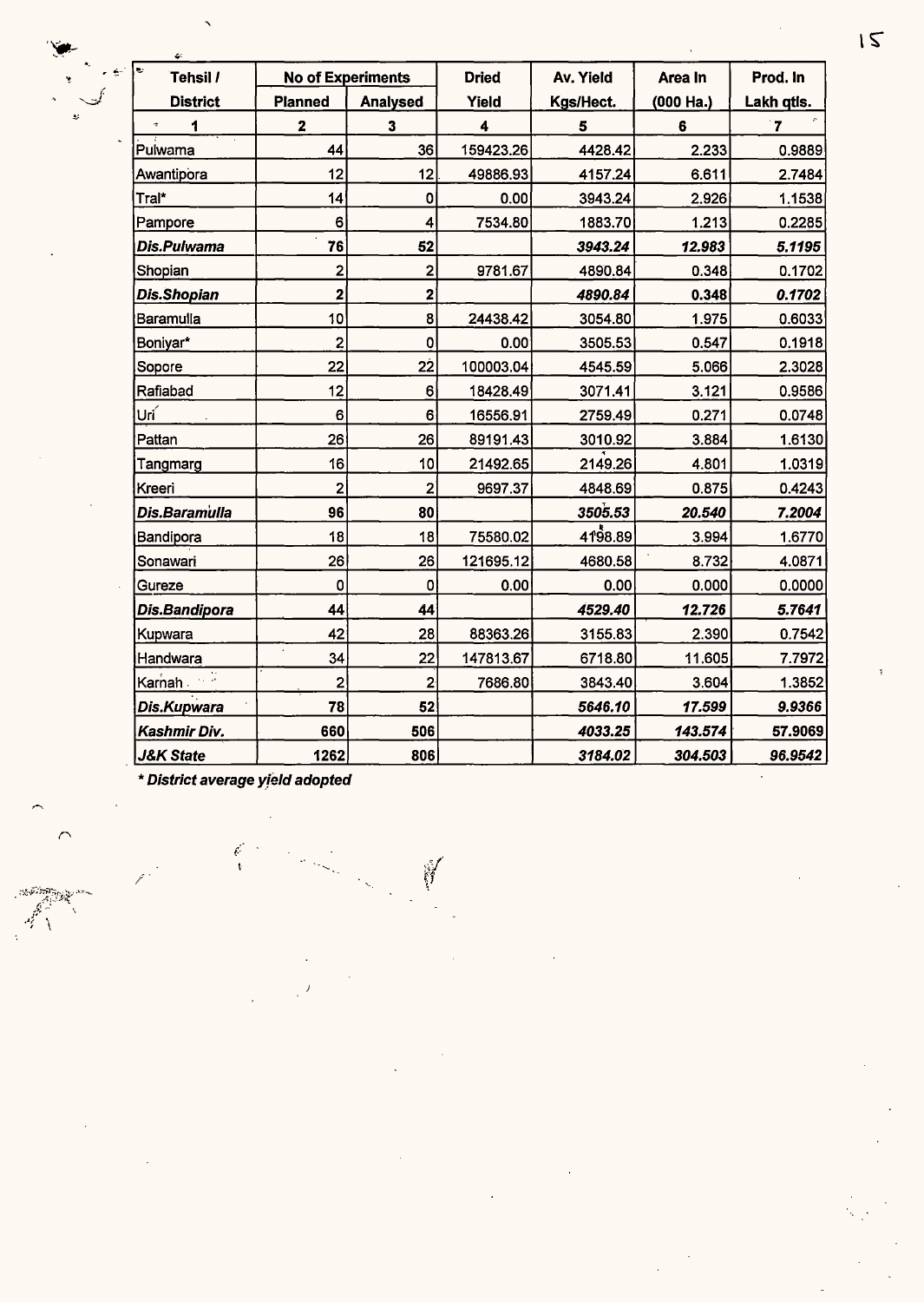| Tehsil / District | No of Experiments | | Dried Yield | Av. Yield Kgs/Hect. | Area In (000 Ha.) | Prod. In Lakh qtls. |
|---|---|---|---|---|---|---|
| | Planned | Analysed | | | | |
| 1 | 2 | 3 | 4 | 5 | 6 | 7 |
| Pulwama | 44 | 36 | 159423.26 | 4428.42 | 2.233 | 0.9889 |
| Awantipora | 12 | 12 | 49886.93 | 4157.24 | 6.611 | 2.7484 |
| Tral* | 14 | 0 | 0.00 | 3943.24 | 2.926 | 1.1538 |
| Pampore | 6 | 4 | 7534.80 | 1883.70 | 1.213 | 0.2285 |
| ***Dis.Pulwama*** | **76** | **52** | | ***3943.24*** | ***12.983*** | ***5.1195*** |
| Shopian | 2 | 2 | 9781.67 | 4890.84 | 0.348 | 0.1702 |
| ***Dis.Shopian*** | **2** | **2** | | ***4890.84*** | **0.348** | ***0.1702*** |
| Baramulla | 10 | 8 | 24438.42 | 3054.80 | 1.975 | 0.6033 |
| Boniyar* | 2 | 0 | 0.00 | 3505.53 | 0.547 | 0.1918 |
| Sopore | 22 | 22 | 100003.04 | 4545.59 | 5.066 | 2.3028 |
| Rafiabad | 12 | 6 | 18428.49 | 3071.41 | 3.121 | 0.9586 |
| Uri | 6 | 6 | 16556.91 | 2759.49 | 0.271 | 0.0748 |
| Pattan | 26 | 26 | 89191.43 | 3010.92 | 3.884 | 1.6130 |
| Tangmarg | 16 | 10 | 21492.65 | 2149.26 | 4.801 | 1.0319 |
| Kreeri | 2 | 2 | 9697.37 | 4848.69 | 0.875 | 0.4243 |
| ***Dis.Baramulla*** | **96** | **80** | | ***3505.53*** | ***20.540*** | ***7.2004*** |
| Bandipora | 18 | 18 | 75580.02 | 4198.89 | 3.994 | 1.6770 |
| Sonawari | 26 | 26 | 121695.12 | 4680.58 | 8.732 | 4.0871 |
| Gureze | 0 | 0 | 0.00 | 0.00 | 0.000 | 0.0000 |
| ***Dis.Bandipora*** | **44** | **44** | | ***4529.40*** | ***12.726*** | ***5.7641*** |
| Kupwara | 42 | 28 | 88363.26 | 3155.83 | 2.390 | 0.7542 |
| Handwara | 34 | 22 | 147813.67 | 6718.80 | 11.605 | 7.7972 |
| Karnah | 2 | 2 | 7686.80 | 3843.40 | 3.604 | 1.3852 |
| ***Dis.Kupwara*** | **78** | **52** | | ***5646.10*** | ***17.599*** | ***9.9366*** |
| ***Kashmir Div.*** | **660** | **506** | | ***4033.25*** | ***143.574*** | **57.9069** |
| ***J&K State*** | **1262** | **806** | | ***3184.02*** | ***304.503*** | ***96.9542*** |

***\* District average yield adopted***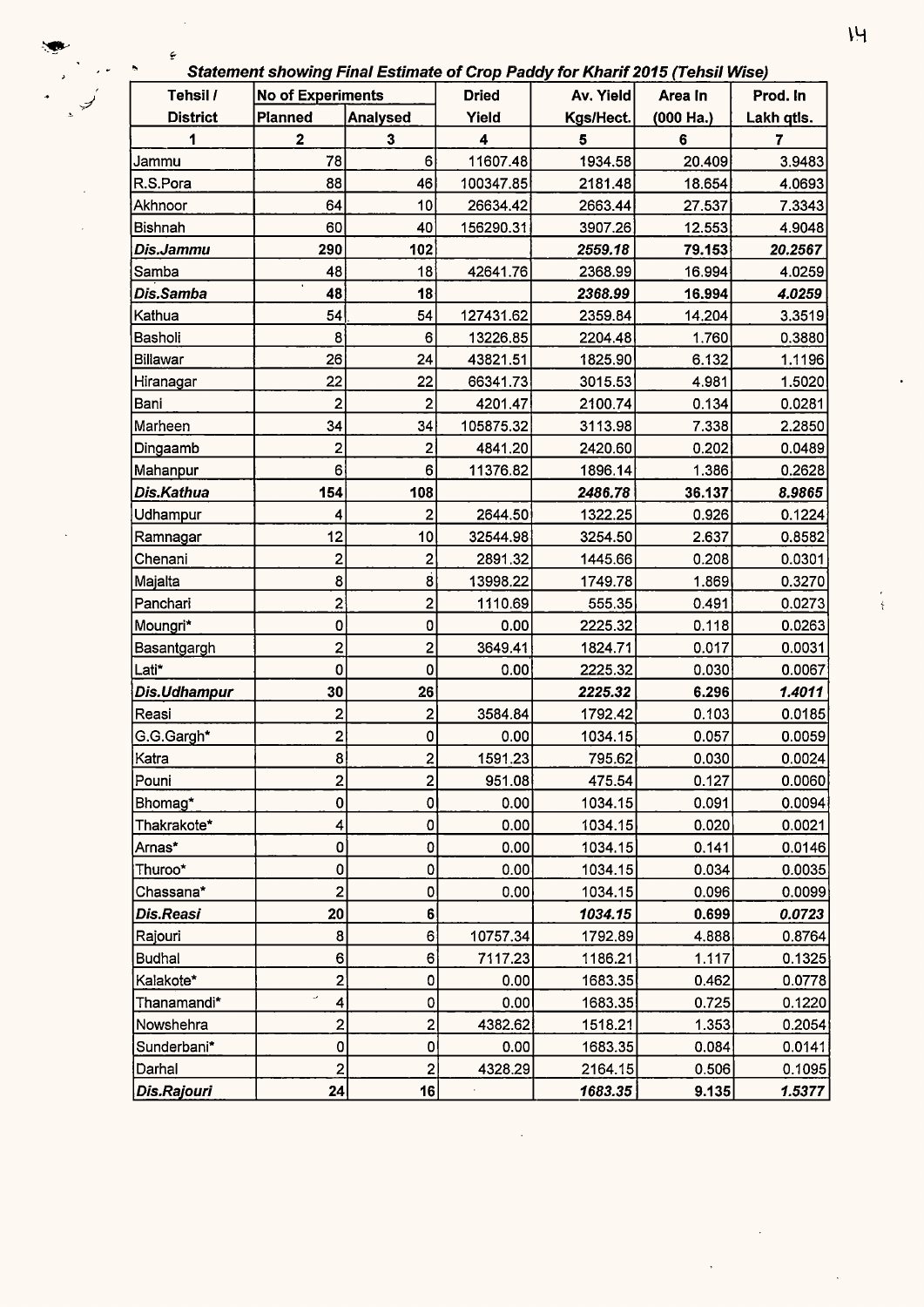***Statement showing Final Estimate of Crop Paddy for Kharif 2015 (Tehsil Wise)***

| Tehsil / District | No of Experiments | | Dried Yield | Av. Yield Kgs/Hect. | Area In (000 Ha.) | Prod. In Lakh qtls. |
|---|---|---|---|---|---|---|
| | Planned | Analysed | | | | |
| 1 | 2 | 3 | 4 | 5 | 6 | 7 |
| Jammu | 78 | 6 | 11607.48 | 1934.58 | 20.409 | 3.9483 |
| R.S.Pora | 88 | 46 | 100347.85 | 2181.48 | 18.654 | 4.0693 |
| Akhnoor | 64 | 10 | 26634.42 | 2663.44 | 27.537 | 7.3343 |
| Bishnah | 60 | 40 | 156290.31 | 3907.26 | 12.553 | 4.9048 |
| ***Dis.Jammu*** | **290** | **102** | | ***2559.18*** | **79.153** | ***20.2567*** |
| Samba | 48 | 18 | 42641.76 | 2368.99 | 16.994 | 4.0259 |
| ***Dis.Samba*** | **48** | **18** | | ***2368.99*** | **16.994** | ***4.0259*** |
| Kathua | 54 | 54 | 127431.62 | 2359.84 | 14.204 | 3.3519 |
| Basholi | 8 | 6 | 13226.85 | 2204.48 | 1.760 | 0.3880 |
| Billawar | 26 | 24 | 43821.51 | 1825.90 | 6.132 | 1.1196 |
| Hiranagar | 22 | 22 | 66341.73 | 3015.53 | 4.981 | 1.5020 |
| Bani | 2 | 2 | 4201.47 | 2100.74 | 0.134 | 0.0281 |
| Marheen | 34 | 34 | 105875.32 | 3113.98 | 7.338 | 2.2850 |
| Dingaamb | 2 | 2 | 4841.20 | 2420.60 | 0.202 | 0.0489 |
| Mahanpur | 6 | 6 | 11376.82 | 1896.14 | 1.386 | 0.2628 |
| ***Dis.Kathua*** | **154** | **108** | | ***2486.78*** | **36.137** | ***8.9865*** |
| Udhampur | 4 | 2 | 2644.50 | 1322.25 | 0.926 | 0.1224 |
| Ramnagar | 12 | 10 | 32544.98 | 3254.50 | 2.637 | 0.8582 |
| Chenani | 2 | 2 | 2891.32 | 1445.66 | 0.208 | 0.0301 |
| Majalta | 8 | 8 | 13998.22 | 1749.78 | 1.869 | 0.3270 |
| Panchari | 2 | 2 | 1110.69 | 555.35 | 0.491 | 0.0273 |
| Moungri* | 0 | 0 | 0.00 | 2225.32 | 0.118 | 0.0263 |
| Basantgargh | 2 | 2 | 3649.41 | 1824.71 | 0.017 | 0.0031 |
| Lati* | 0 | 0 | 0.00 | 2225.32 | 0.030 | 0.0067 |
| ***Dis.Udhampur*** | **30** | **26** | | ***2225.32*** | **6.296** | ***1.4011*** |
| Reasi | 2 | 2 | 3584.84 | 1792.42 | 0.103 | 0.0185 |
| G.G.Gargh* | 2 | 0 | 0.00 | 1034.15 | 0.057 | 0.0059 |
| Katra | 8 | 2 | 1591.23 | 795.62 | 0.030 | 0.0024 |
| Pouni | 2 | 2 | 951.08 | 475.54 | 0.127 | 0.0060 |
| Bhomag* | 0 | 0 | 0.00 | 1034.15 | 0.091 | 0.0094 |
| Thakrakote* | 4 | 0 | 0.00 | 1034.15 | 0.020 | 0.0021 |
| Arnas* | 0 | 0 | 0.00 | 1034.15 | 0.141 | 0.0146 |
| Thuroo* | 0 | 0 | 0.00 | 1034.15 | 0.034 | 0.0035 |
| Chassana* | 2 | 0 | 0.00 | 1034.15 | 0.096 | 0.0099 |
| ***Dis.Reasi*** | **20** | **6** | | ***1034.15*** | **0.699** | ***0.0723*** |
| Rajouri | 8 | 6 | 10757.34 | 1792.89 | 4.888 | 0.8764 |
| Budhal | 6 | 6 | 7117.23 | 1186.21 | 1.117 | 0.1325 |
| Kalakote* | 2 | 0 | 0.00 | 1683.35 | 0.462 | 0.0778 |
| Thanamandi* | 4 | 0 | 0.00 | 1683.35 | 0.725 | 0.1220 |
| Nowshehra | 2 | 2 | 4382.62 | 1518.21 | 1.353 | 0.2054 |
| Sunderbani* | 0 | 0 | 0.00 | 1683.35 | 0.084 | 0.0141 |
| Darhal | 2 | 2 | 4328.29 | 2164.15 | 0.506 | 0.1095 |
| ***Dis.Rajouri*** | **24** | **16** | | ***1683.35*** | **9.135** | ***1.5377*** |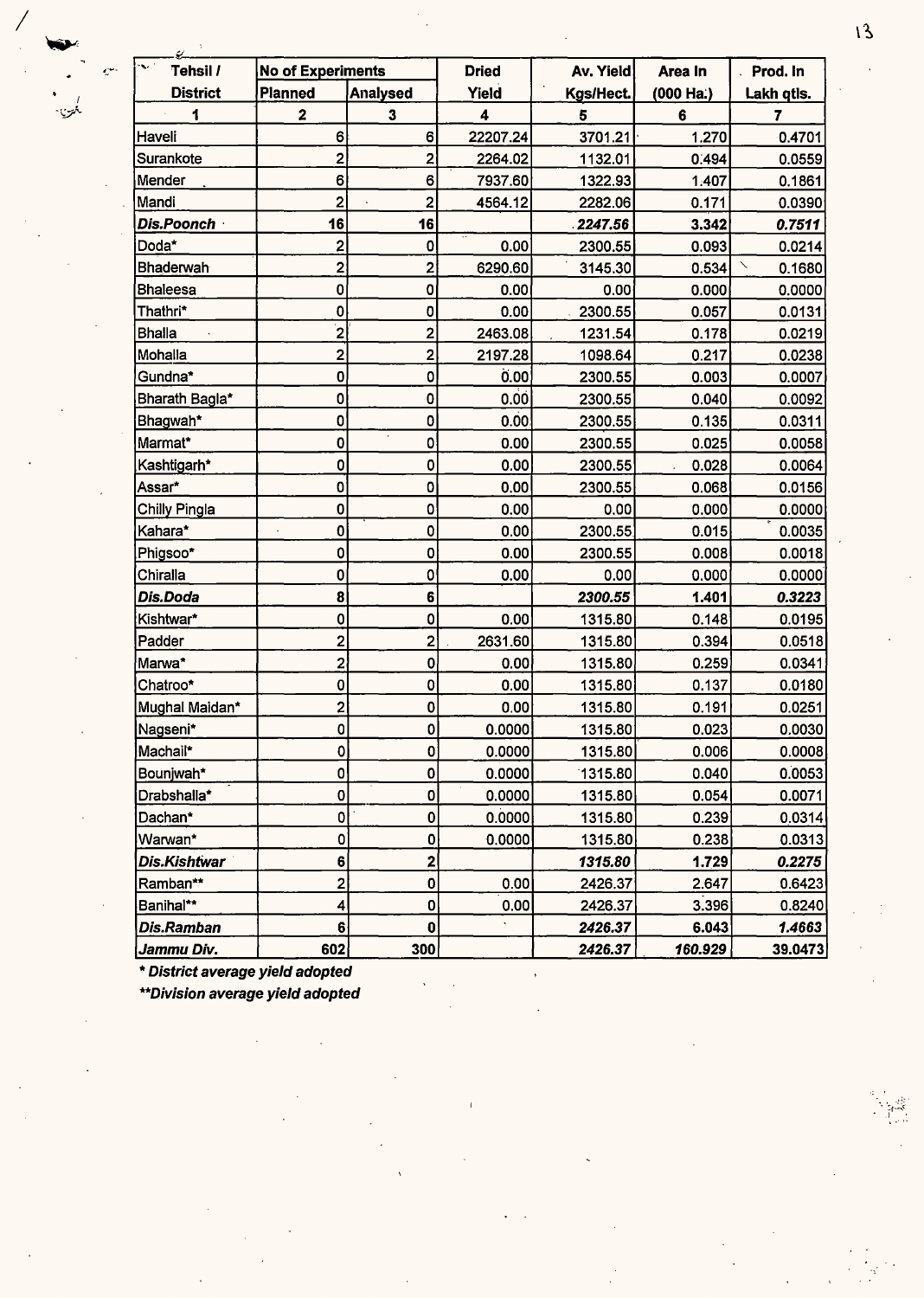| Tehsil / District | No of Experiments | | Dried Yield | Av. Yield Kgs/Hect. | Area In (000 Ha.) | Prod. In Lakh qtls. |
|---|---|---|---|---|---|---|
| | Planned | Analysed | | | | |
| 1 | 2 | 3 | 4 | 5 | 6 | 7 |
| Haveli | 6 | 6 | 22207.24 | 3701.21 | 1.270 | 0.4701 |
| Surankote | 2 | 2 | 2264.02 | 1132.01 | 0.494 | 0.0559 |
| Mender | 6 | 6 | 7937.60 | 1322.93 | 1.407 | 0.1861 |
| Mandi | 2 | 2 | 4564.12 | 2282.06 | 0.171 | 0.0390 |
| ***Dis.Poonch*** | **16** | **16** | | ***2247.56*** | **3.342** | ***0.7511*** |
| Doda* | 2 | 0 | 0.00 | 2300.55 | 0.093 | 0.0214 |
| Bhaderwah | 2 | 2 | 6290.60 | 3145.30 | 0.534 | 0.1680 |
| Bhaleesa | 0 | 0 | 0.00 | 0.00 | 0.000 | 0.0000 |
| Thathri* | 0 | 0 | 0.00 | 2300.55 | 0.057 | 0.0131 |
| Bhalla | 2 | 2 | 2463.08 | 1231.54 | 0.178 | 0.0219 |
| Mohalla | 2 | 2 | 2197.28 | 1098.64 | 0.217 | 0.0238 |
| Gundna* | 0 | 0 | 0.00 | 2300.55 | 0.003 | 0.0007 |
| Bharath Bagla* | 0 | 0 | 0.00 | 2300.55 | 0.040 | 0.0092 |
| Bhagwah* | 0 | 0 | 0.00 | 2300.55 | 0.135 | 0.0311 |
| Marmat* | 0 | 0 | 0.00 | 2300.55 | 0.025 | 0.0058 |
| Kashtigarh* | 0 | 0 | 0.00 | 2300.55 | 0.028 | 0.0064 |
| Assar* | 0 | 0 | 0.00 | 2300.55 | 0.068 | 0.0156 |
| Chilly Pingla | 0 | 0 | 0.00 | 0.00 | 0.000 | 0.0000 |
| Kahara* | 0 | 0 | 0.00 | 2300.55 | 0.015 | 0.0035 |
| Phigsoo* | 0 | 0 | 0.00 | 2300.55 | 0.008 | 0.0018 |
| Chiralla | 0 | 0 | 0.00 | 0.00 | 0.000 | 0.0000 |
| ***Dis.Doda*** | **8** | **6** | | ***2300.55*** | **1.401** | ***0.3223*** |
| Kishtwar* | 0 | 0 | 0.00 | 1315.80 | 0.148 | 0.0195 |
| Padder | 2 | 2 | 2631.60 | 1315.80 | 0.394 | 0.0518 |
| Marwa* | 2 | 0 | 0.00 | 1315.80 | 0.259 | 0.0341 |
| Chatroo* | 0 | 0 | 0.00 | 1315.80 | 0.137 | 0.0180 |
| Mughal Maidan* | 2 | 0 | 0.00 | 1315.80 | 0.191 | 0.0251 |
| Nagseni* | 0 | 0 | 0.0000 | 1315.80 | 0.023 | 0.0030 |
| Machail* | 0 | 0 | 0.0000 | 1315.80 | 0.006 | 0.0008 |
| Bounjwah* | 0 | 0 | 0.0000 | 1315.80 | 0.040 | 0.0053 |
| Drabshalla* | 0 | 0 | 0.0000 | 1315.80 | 0.054 | 0.0071 |
| Dachan* | 0 | 0 | 0.0000 | 1315.80 | 0.239 | 0.0314 |
| Warwan* | 0 | 0 | 0.0000 | 1315.80 | 0.238 | 0.0313 |
| ***Dis.Kishtwar*** | **6** | **2** | | ***1315.80*** | **1.729** | ***0.2275*** |
| Ramban** | 2 | 0 | 0.00 | 2426.37 | 2.647 | 0.6423 |
| Banihal** | 4 | 0 | 0.00 | 2426.37 | 3.396 | 0.8240 |
| ***Dis.Ramban*** | **6** | **0** | | ***2426.37*** | **6.043** | ***1.4663*** |
| ***Jammu Div.*** | **602** | **300** | | ***2426.37*** | ***160.929*** | **39.0473** |

***\* District average yield adopted***

***\*\*Division average yield adopted***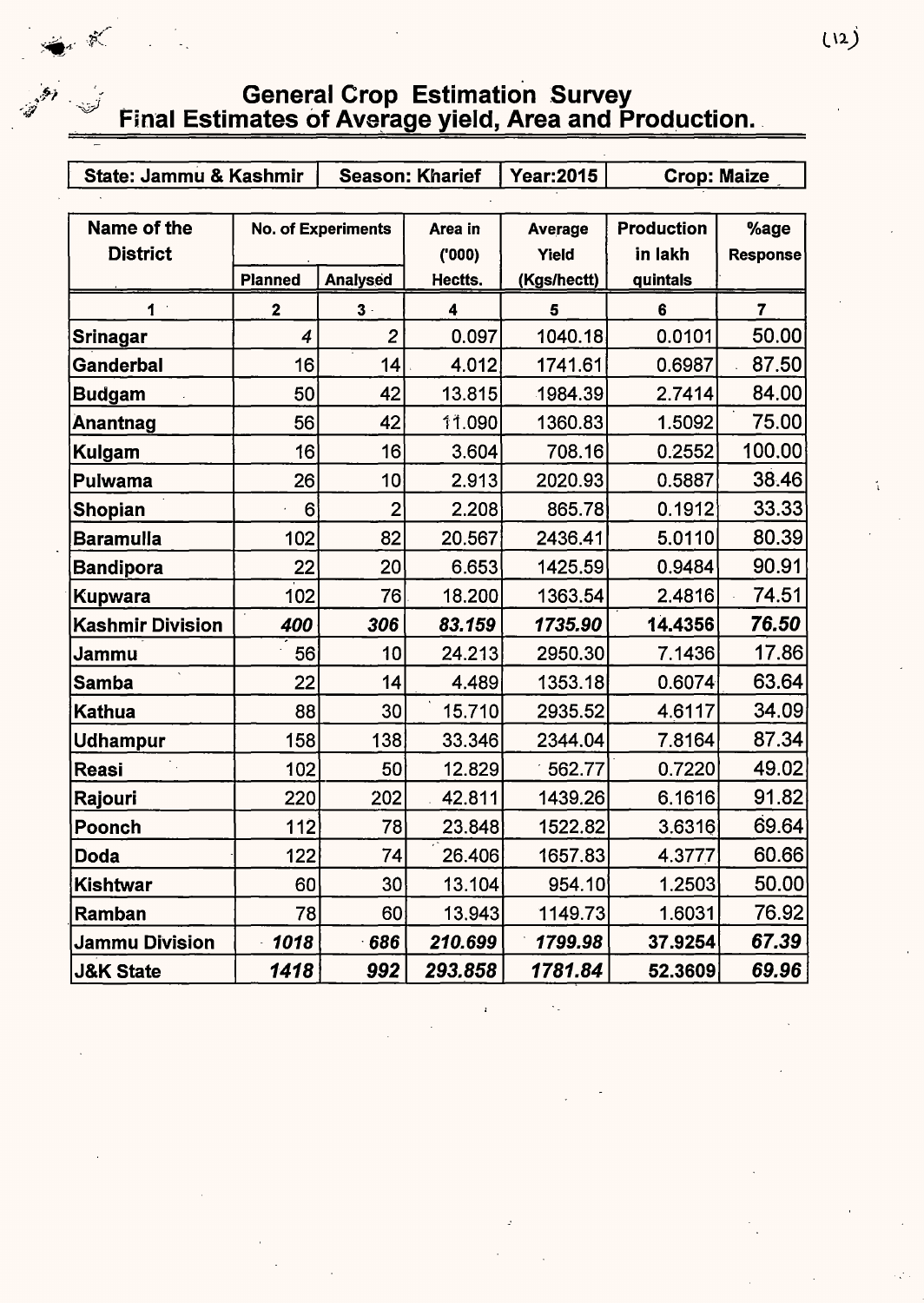# General Crop Estimation Survey
## Final Estimates of Average yield, Area and Production.

| State: Jammu & Kashmir | Season: Kharief | Year:2015 | Crop: Maize |
|---|---|---|---|

| Name of the District | No. of Experiments | | Area in ('000) Hectts. | Average Yield (Kgs/hectt) | Production in lakh quintals | %age Response |
|---|---|---|---|---|---|---|
| | Planned | Analysed | | | | |
| 1 | 2 | 3 | 4 | 5 | 6 | 7 |
| Srinagar | 4 | 2 | 0.097 | 1040.18 | 0.0101 | 50.00 |
| Ganderbal | 16 | 14 | 4.012 | 1741.61 | 0.6987 | 87.50 |
| Budgam | 50 | 42 | 13.815 | 1984.39 | 2.7414 | 84.00 |
| Anantnag | 56 | 42 | 11.090 | 1360.83 | 1.5092 | 75.00 |
| Kulgam | 16 | 16 | 3.604 | 708.16 | 0.2552 | 100.00 |
| Pulwama | 26 | 10 | 2.913 | 2020.93 | 0.5887 | 38.46 |
| Shopian | 6 | 2 | 2.208 | 865.78 | 0.1912 | 33.33 |
| Baramulla | 102 | 82 | 20.567 | 2436.41 | 5.0110 | 80.39 |
| Bandipora | 22 | 20 | 6.653 | 1425.59 | 0.9484 | 90.91 |
| Kupwara | 102 | 76 | 18.200 | 1363.54 | 2.4816 | 74.51 |
| **Kashmir Division** | ***400*** | ***306*** | ***83.159*** | ***1735.90*** | **14.4356** | ***76.50*** |
| Jammu | 56 | 10 | 24.213 | 2950.30 | 7.1436 | 17.86 |
| Samba | 22 | 14 | 4.489 | 1353.18 | 0.6074 | 63.64 |
| Kathua | 88 | 30 | 15.710 | 2935.52 | 4.6117 | 34.09 |
| Udhampur | 158 | 138 | 33.346 | 2344.04 | 7.8164 | 87.34 |
| Reasi | 102 | 50 | 12.829 | 562.77 | 0.7220 | 49.02 |
| Rajouri | 220 | 202 | 42.811 | 1439.26 | 6.1616 | 91.82 |
| Poonch | 112 | 78 | 23.848 | 1522.82 | 3.6316 | 69.64 |
| Doda | 122 | 74 | 26.406 | 1657.83 | 4.3777 | 60.66 |
| Kishtwar | 60 | 30 | 13.104 | 954.10 | 1.2503 | 50.00 |
| Ramban | 78 | 60 | 13.943 | 1149.73 | 1.6031 | 76.92 |
| **Jammu Division** | ***1018*** | ***686*** | ***210.699*** | ***1799.98*** | **37.9254** | ***67.39*** |
| **J&K State** | ***1418*** | ***992*** | ***293.858*** | ***1781.84*** | **52.3609** | ***69.96*** |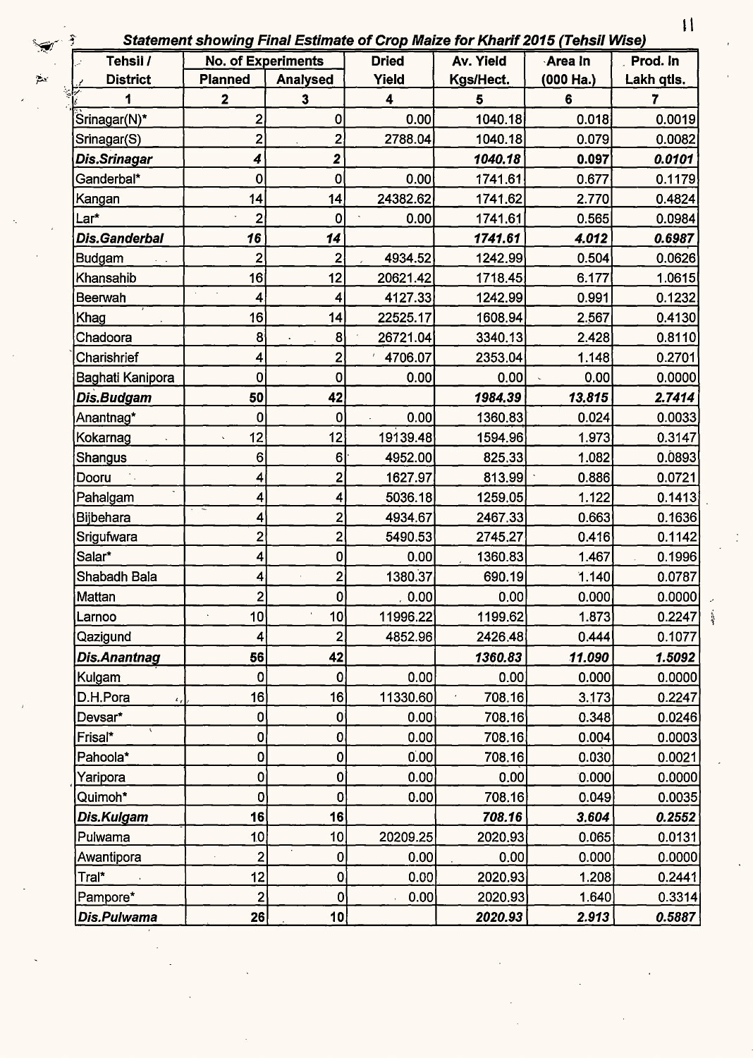### *Statement showing Final Estimate of Crop Maize for Kharif 2015 (Tehsil Wise)*

| Tehsil / District | No. of Experiments | | Dried Yield | Av. Yield Kgs/Hect. | Area in (000 Ha.) | Prod. In Lakh qtls. |
|---|---|---|---|---|---|---|
| | Planned | Analysed | | | | |
| 1 | 2 | 3 | 4 | 5 | 6 | 7 |
| Srinagar(N)* | 2 | 0 | 0.00 | 1040.18 | 0.018 | 0.0019 |
| Srinagar(S) | 2 | 2 | 2788.04 | 1040.18 | 0.079 | 0.0082 |
| ***Dis.Srinagar*** | ***4*** | ***2*** | | ***1040.18*** | ***0.097*** | ***0.0101*** |
| Ganderbal* | 0 | 0 | 0.00 | 1741.61 | 0.677 | 0.1179 |
| Kangan | 14 | 14 | 24382.62 | 1741.62 | 2.770 | 0.4824 |
| Lar* | 2 | 0 | 0.00 | 1741.61 | 0.565 | 0.0984 |
| ***Dis.Ganderbal*** | ***16*** | ***14*** | | ***1741.61*** | ***4.012*** | ***0.6987*** |
| Budgam | 2 | 2 | 4934.52 | 1242.99 | 0.504 | 0.0626 |
| Khansahib | 16 | 12 | 20621.42 | 1718.45 | 6.177 | 1.0615 |
| Beerwah | 4 | 4 | 4127.33 | 1242.99 | 0.991 | 0.1232 |
| Khag | 16 | 14 | 22525.17 | 1608.94 | 2.567 | 0.4130 |
| Chadoora | 8 | 8 | 26721.04 | 3340.13 | 2.428 | 0.8110 |
| Charishrief | 4 | 2 | 4706.07 | 2353.04 | 1.148 | 0.2701 |
| Baghati Kanipora | 0 | 0 | 0.00 | 0.00 | 0.00 | 0.0000 |
| ***Dis.Budgam*** | ***50*** | ***42*** | | ***1984.39*** | ***13.815*** | ***2.7414*** |
| Anantnag* | 0 | 0 | 0.00 | 1360.83 | 0.024 | 0.0033 |
| Kokarnag | 12 | 12 | 19139.48 | 1594.96 | 1.973 | 0.3147 |
| Shangus | 6 | 6 | 4952.00 | 825.33 | 1.082 | 0.0893 |
| Dooru | 4 | 2 | 1627.97 | 813.99 | 0.886 | 0.0721 |
| Pahalgam | 4 | 4 | 5036.18 | 1259.05 | 1.122 | 0.1413 |
| Bijbehara | 4 | 2 | 4934.67 | 2467.33 | 0.663 | 0.1636 |
| Srigufwara | 2 | 2 | 5490.53 | 2745.27 | 0.416 | 0.1142 |
| Salar* | 4 | 0 | 0.00 | 1360.83 | 1.467 | 0.1996 |
| Shabadh Bala | 4 | 2 | 1380.37 | 690.19 | 1.140 | 0.0787 |
| Mattan | 2 | 0 | 0.00 | 0.00 | 0.000 | 0.0000 |
| Larnoo | 10 | 10 | 11996.22 | 1199.62 | 1.873 | 0.2247 |
| Qazigund | 4 | 2 | 4852.96 | 2426.48 | 0.444 | 0.1077 |
| ***Dis.Anantnag*** | ***56*** | ***42*** | | ***1360.83*** | ***11.090*** | ***1.5092*** |
| Kulgam | 0 | 0 | 0.00 | 0.00 | 0.000 | 0.0000 |
| D.H.Pora | 16 | 16 | 11330.60 | 708.16 | 3.173 | 0.2247 |
| Devsar* | 0 | 0 | 0.00 | 708.16 | 0.348 | 0.0246 |
| Frisal* | 0 | 0 | 0.00 | 708.16 | 0.004 | 0.0003 |
| Pahoola* | 0 | 0 | 0.00 | 708.16 | 0.030 | 0.0021 |
| Yaripora | 0 | 0 | 0.00 | 0.00 | 0.000 | 0.0000 |
| Quimoh* | 0 | 0 | 0.00 | 708.16 | 0.049 | 0.0035 |
| ***Dis.Kulgam*** | ***16*** | ***16*** | | ***708.16*** | ***3.604*** | ***0.2552*** |
| Pulwama | 10 | 10 | 20209.25 | 2020.93 | 0.065 | 0.0131 |
| Awantipora | 2 | 0 | 0.00 | 0.00 | 0.000 | 0.0000 |
| Tral* | 12 | 0 | 0.00 | 2020.93 | 1.208 | 0.2441 |
| Pampore* | 2 | 0 | 0.00 | 2020.93 | 1.640 | 0.3314 |
| ***Dis.Pulwama*** | ***26*** | ***10*** | | ***2020.93*** | ***2.913*** | ***0.5887*** |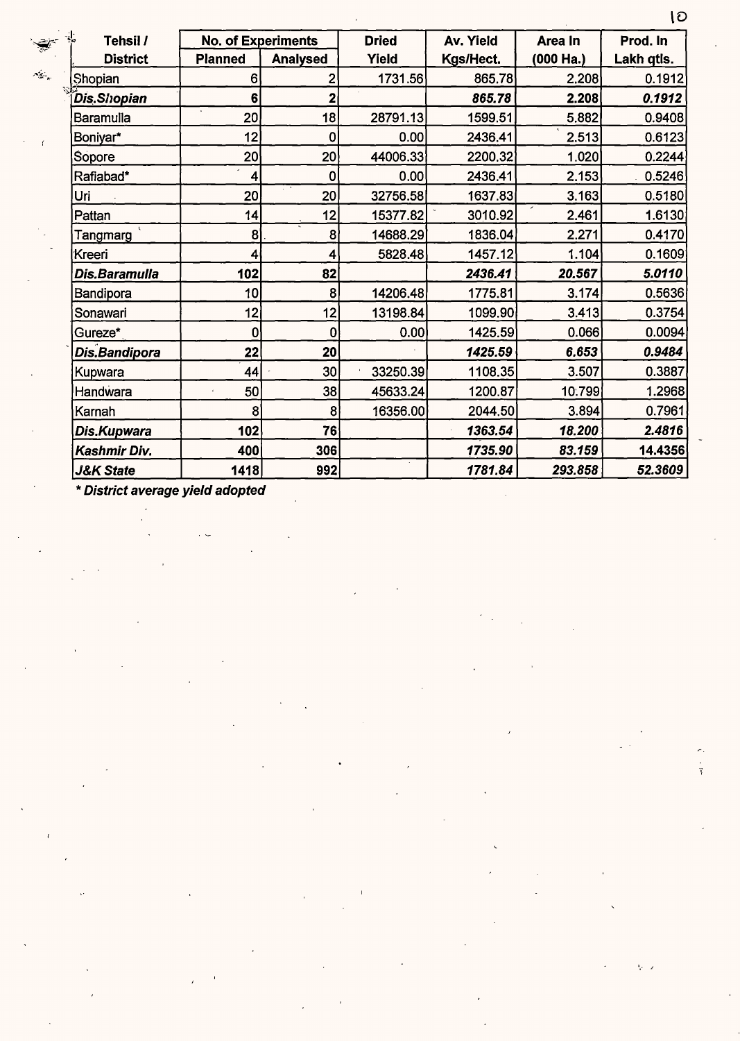| Tehsil / District | No. of Experiments | | Dried Yield | Av. Yield Kgs/Hect. | Area In (000 Ha.) | Prod. In Lakh qtls. |
|---|---|---|---|---|---|---|
| | Planned | Analysed | | | | |
| Shopian | 6 | 2 | 1731.56 | 865.78 | 2.208 | 0.1912 |
| ***Dis.Shopian*** | **6** | **2** | | ***865.78*** | ***2.208*** | ***0.1912*** |
| Baramulla | 20 | 18 | 28791.13 | 1599.51 | 5.882 | 0.9408 |
| Boniyar* | 12 | 0 | 0.00 | 2436.41 | 2.513 | 0.6123 |
| Sopore | 20 | 20 | 44006.33 | 2200.32 | 1.020 | 0.2244 |
| Rafiabad* | 4 | 0 | 0.00 | 2436.41 | 2.153 | 0.5246 |
| Uri | 20 | 20 | 32756.58 | 1637.83 | 3.163 | 0.5180 |
| Pattan | 14 | 12 | 15377.82 | 3010.92 | 2.461 | 1.6130 |
| Tangmarg | 8 | 8 | 14688.29 | 1836.04 | 2.271 | 0.4170 |
| Kreeri | 4 | 4 | 5828.48 | 1457.12 | 1.104 | 0.1609 |
| ***Dis.Baramulla*** | **102** | **82** | | ***2436.41*** | ***20.567*** | ***5.0110*** |
| Bandipora | 10 | 8 | 14206.48 | 1775.81 | 3.174 | 0.5636 |
| Sonawari | 12 | 12 | 13198.84 | 1099.90 | 3.413 | 0.3754 |
| Gureze* | 0 | 0 | 0.00 | 1425.59 | 0.066 | 0.0094 |
| ***Dis.Bandipora*** | **22** | **20** | | ***1425.59*** | ***6.653*** | ***0.9484*** |
| Kupwara | 44 | 30 | 33250.39 | 1108.35 | 3.507 | 0.3887 |
| Handwara | 50 | 38 | 45633.24 | 1200.87 | 10.799 | 1.2968 |
| Karnah | 8 | 8 | 16356.00 | 2044.50 | 3.894 | 0.7961 |
| ***Dis.Kupwara*** | **102** | **76** | | ***1363.54*** | ***18.200*** | ***2.4816*** |
| ***Kashmir Div.*** | **400** | **306** | | ***1735.90*** | ***83.159*** | **14.4356** |
| ***J&K State*** | **1418** | **992** | | ***1781.84*** | ***293.858*** | ***52.3609*** |

***\* District average yield adopted***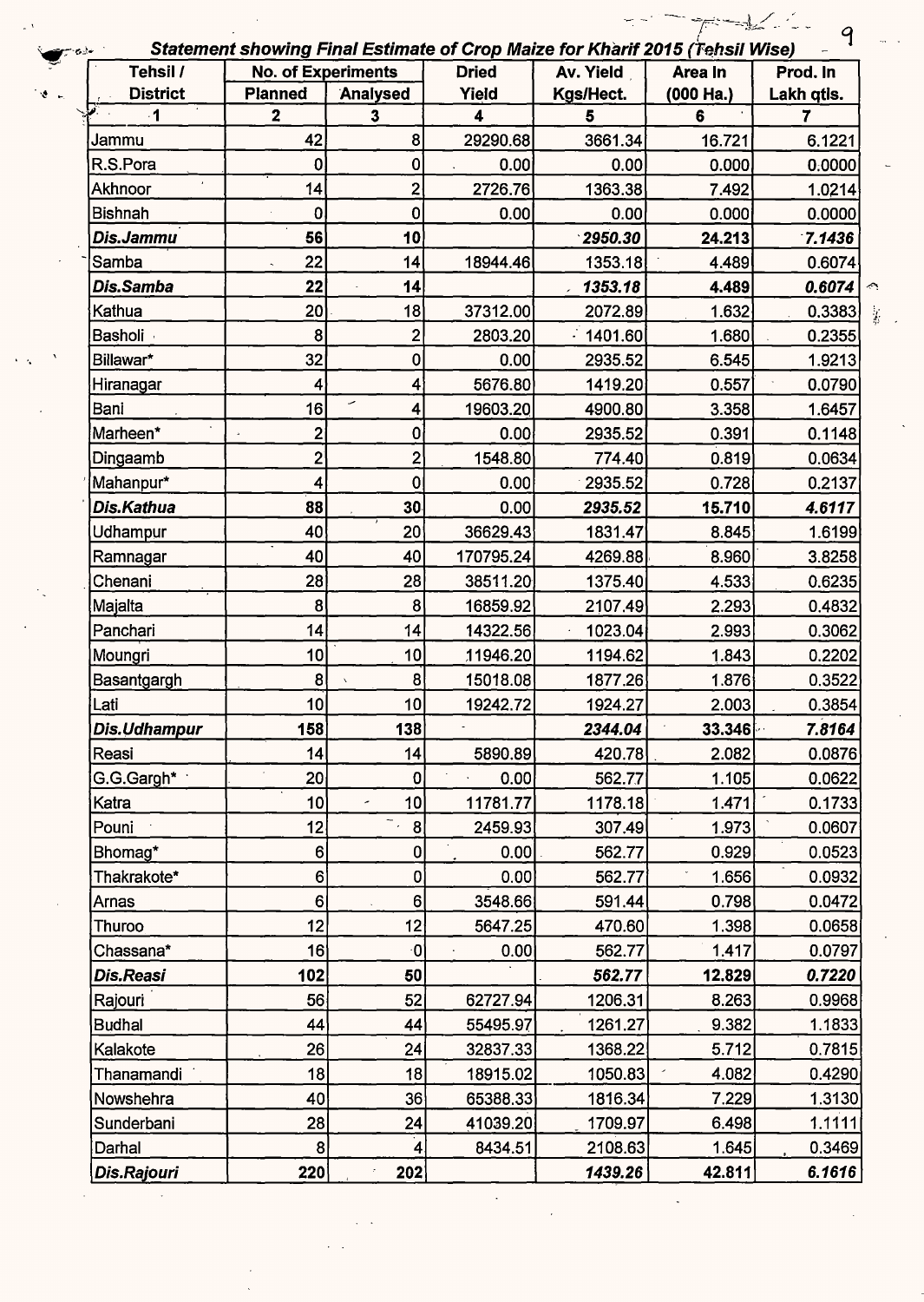**Statement showing Final Estimate of Crop Maize for Kharif 2015 (Tehsil Wise)**

| Tehsil / District | No. of Experiments | | Dried Yield | Av. Yield Kgs/Hect. | Area In (000 Ha.) | Prod. In Lakh qtls. |
|---|---|---|---|---|---|---|
| | Planned | Analysed | | | | |
| 1 | 2 | 3 | 4 | 5 | 6 | 7 |
| Jammu | 42 | 8 | 29290.68 | 3661.34 | 16.721 | 6.1221 |
| R.S.Pora | 0 | 0 | 0.00 | 0.00 | 0.000 | 0.0000 |
| Akhnoor | 14 | 2 | 2726.76 | 1363.38 | 7.492 | 1.0214 |
| Bishnah | 0 | 0 | 0.00 | 0.00 | 0.000 | 0.0000 |
| ***Dis.Jammu*** | **56** | **10** | | ***2950.30*** | **24.213** | ***7.1436*** |
| Samba | 22 | 14 | 18944.46 | 1353.18 | 4.489 | 0.6074 |
| ***Dis.Samba*** | **22** | **14** | | ***1353.18*** | **4.489** | ***0.6074*** |
| Kathua | 20 | 18 | 37312.00 | 2072.89 | 1.632 | 0.3383 |
| Basholi | 8 | 2 | 2803.20 | 1401.60 | 1.680 | 0.2355 |
| Billawar* | 32 | 0 | 0.00 | 2935.52 | 6.545 | 1.9213 |
| Hiranagar | 4 | 4 | 5676.80 | 1419.20 | 0.557 | 0.0790 |
| Bani | 16 | 4 | 19603.20 | 4900.80 | 3.358 | 1.6457 |
| Marheen* | 2 | 0 | 0.00 | 2935.52 | 0.391 | 0.1148 |
| Dingaamb | 2 | 2 | 1548.80 | 774.40 | 0.819 | 0.0634 |
| Mahanpur* | 4 | 0 | 0.00 | 2935.52 | 0.728 | 0.2137 |
| ***Dis.Kathua*** | **88** | **30** | **0.00** | ***2935.52*** | **15.710** | ***4.6117*** |
| Udhampur | 40 | 20 | 36629.43 | 1831.47 | 8.845 | 1.6199 |
| Ramnagar | 40 | 40 | 170795.24 | 4269.88 | 8.960 | 3.8258 |
| Chenani | 28 | 28 | 38511.20 | 1375.40 | 4.533 | 0.6235 |
| Majalta | 8 | 8 | 16859.92 | 2107.49 | 2.293 | 0.4832 |
| Panchari | 14 | 14 | 14322.56 | 1023.04 | 2.993 | 0.3062 |
| Moungri | 10 | 10 | 11946.20 | 1194.62 | 1.843 | 0.2202 |
| Basantgargh | 8 | 8 | 15018.08 | 1877.26 | 1.876 | 0.3522 |
| Lati | 10 | 10 | 19242.72 | 1924.27 | 2.003 | 0.3854 |
| ***Dis.Udhampur*** | **158** | **138** | | ***2344.04*** | **33.346** | ***7.8164*** |
| Reasi | 14 | 14 | 5890.89 | 420.78 | 2.082 | 0.0876 |
| G.G.Gargh* | 20 | 0 | 0.00 | 562.77 | 1.105 | 0.0622 |
| Katra | 10 | 10 | 11781.77 | 1178.18 | 1.471 | 0.1733 |
| Pouni | 12 | 8 | 2459.93 | 307.49 | 1.973 | 0.0607 |
| Bhomag* | 6 | 0 | 0.00 | 562.77 | 0.929 | 0.0523 |
| Thakrakote* | 6 | 0 | 0.00 | 562.77 | 1.656 | 0.0932 |
| Arnas | 6 | 6 | 3548.66 | 591.44 | 0.798 | 0.0472 |
| Thuroo | 12 | 12 | 5647.25 | 470.60 | 1.398 | 0.0658 |
| Chassana* | 16 | 0 | 0.00 | 562.77 | 1.417 | 0.0797 |
| ***Dis.Reasi*** | **102** | **50** | | ***562.77*** | **12.829** | ***0.7220*** |
| Rajouri | 56 | 52 | 62727.94 | 1206.31 | 8.263 | 0.9968 |
| Budhal | 44 | 44 | 55495.97 | 1261.27 | 9.382 | 1.1833 |
| Kalakote | 26 | 24 | 32837.33 | 1368.22 | 5.712 | 0.7815 |
| Thanamandi | 18 | 18 | 18915.02 | 1050.83 | 4.082 | 0.4290 |
| Nowshehra | 40 | 36 | 65388.33 | 1816.34 | 7.229 | 1.3130 |
| Sunderbani | 28 | 24 | 41039.20 | 1709.97 | 6.498 | 1.1111 |
| Darhal | 8 | 4 | 8434.51 | 2108.63 | 1.645 | 0.3469 |
| ***Dis.Rajouri*** | **220** | **202** | | ***1439.26*** | **42.811** | ***6.1616*** |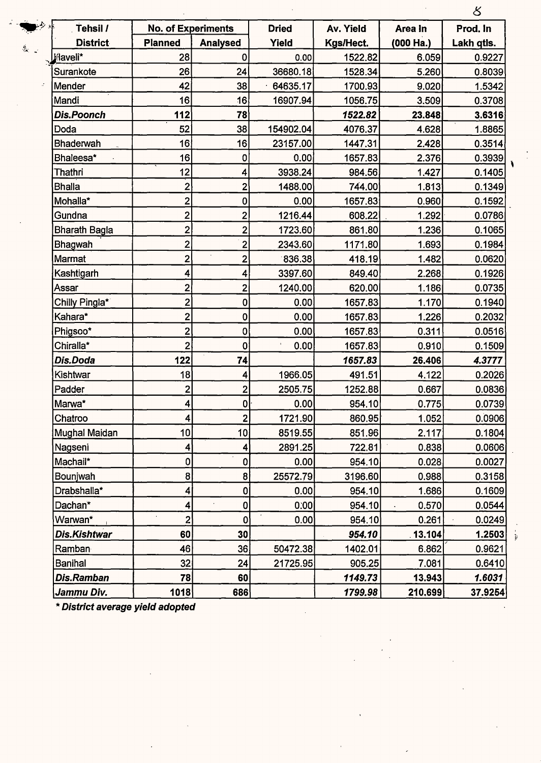| Tehsil / District | No. of Experiments | | Dried Yield | Av. Yield Kgs/Hect. | Area In (000 Ha.) | Prod. In Lakh qtls. |
|---|---|---|---|---|---|---|
| | Planned | Analysed | | | | |
| Haveli* | 28 | 0 | 0.00 | 1522.82 | 6.059 | 0.9227 |
| Surankote | 26 | 24 | 36680.18 | 1528.34 | 5.260 | 0.8039 |
| Mender | 42 | 38 | 64635.17 | 1700.93 | 9.020 | 1.5342 |
| Mandi | 16 | 16 | 16907.94 | 1056.75 | 3.509 | 0.3708 |
| ***Dis.Poonch*** | **112** | **78** | | ***1522.82*** | **23.848** | **3.6316** |
| Doda | 52 | 38 | 154902.04 | 4076.37 | 4.628 | 1.8865 |
| Bhaderwah | 16 | 16 | 23157.00 | 1447.31 | 2.428 | 0.3514 |
| Bhaleesa* | 16 | 0 | 0.00 | 1657.83 | 2.376 | 0.3939 |
| Thathri | 12 | 4 | 3938.24 | 984.56 | 1.427 | 0.1405 |
| Bhalla | 2 | 2 | 1488.00 | 744.00 | 1.813 | 0.1349 |
| Mohalla* | 2 | 0 | 0.00 | 1657.83 | 0.960 | 0.1592 |
| Gundna | 2 | 2 | 1216.44 | 608.22 | 1.292 | 0.0786 |
| Bharath Bagla | 2 | 2 | 1723.60 | 861.80 | 1.236 | 0.1065 |
| Bhagwah | 2 | 2 | 2343.60 | 1171.80 | 1.693 | 0.1984 |
| Marmat | 2 | 2 | 836.38 | 418.19 | 1.482 | 0.0620 |
| Kashtigarh | 4 | 4 | 3397.60 | 849.40 | 2.268 | 0.1926 |
| Assar | 2 | 2 | 1240.00 | 620.00 | 1.186 | 0.0735 |
| Chilly Pingla* | 2 | 0 | 0.00 | 1657.83 | 1.170 | 0.1940 |
| Kahara* | 2 | 0 | 0.00 | 1657.83 | 1.226 | 0.2032 |
| Phigsoo* | 2 | 0 | 0.00 | 1657.83 | 0.311 | 0.0516 |
| Chiralla* | 2 | 0 | 0.00 | 1657.83 | 0.910 | 0.1509 |
| ***Dis.Doda*** | **122** | **74** | | ***1657.83*** | **26.406** | ***4.3777*** |
| Kishtwar | 18 | 4 | 1966.05 | 491.51 | 4.122 | 0.2026 |
| Padder | 2 | 2 | 2505.75 | 1252.88 | 0.667 | 0.0836 |
| Marwa* | 4 | 0 | 0.00 | 954.10 | 0.775 | 0.0739 |
| Chatroo | 4 | 2 | 1721.90 | 860.95 | 1.052 | 0.0906 |
| Mughal Maidan | 10 | 10 | 8519.55 | 851.96 | 2.117 | 0.1804 |
| Nagseni | 4 | 4 | 2891.25 | 722.81 | 0.838 | 0.0606 |
| Machail* | 0 | 0 | 0.00 | 954.10 | 0.028 | 0.0027 |
| Bounjwah | 8 | 8 | 25572.79 | 3196.60 | 0.988 | 0.3158 |
| Drabshalla* | 4 | 0 | 0.00 | 954.10 | 1.686 | 0.1609 |
| Dachan* | 4 | 0 | 0.00 | 954.10 | 0.570 | 0.0544 |
| Warwan* | 2 | 0 | 0.00 | 954.10 | 0.261 | 0.0249 |
| ***Dis.Kishtwar*** | **60** | **30** | | ***954.10*** | **13.104** | **1.2503** |
| Ramban | 46 | 36 | 50472.38 | 1402.01 | 6.862 | 0.9621 |
| Banihal | 32 | 24 | 21725.95 | 905.25 | 7.081 | 0.6410 |
| ***Dis.Ramban*** | **78** | **60** | | ***1149.73*** | **13.943** | ***1.6031*** |
| ***Jammu Div.*** | **1018** | **686** | | ***1799.98*** | **210.699** | **37.9254** |

***\* District average yield adopted***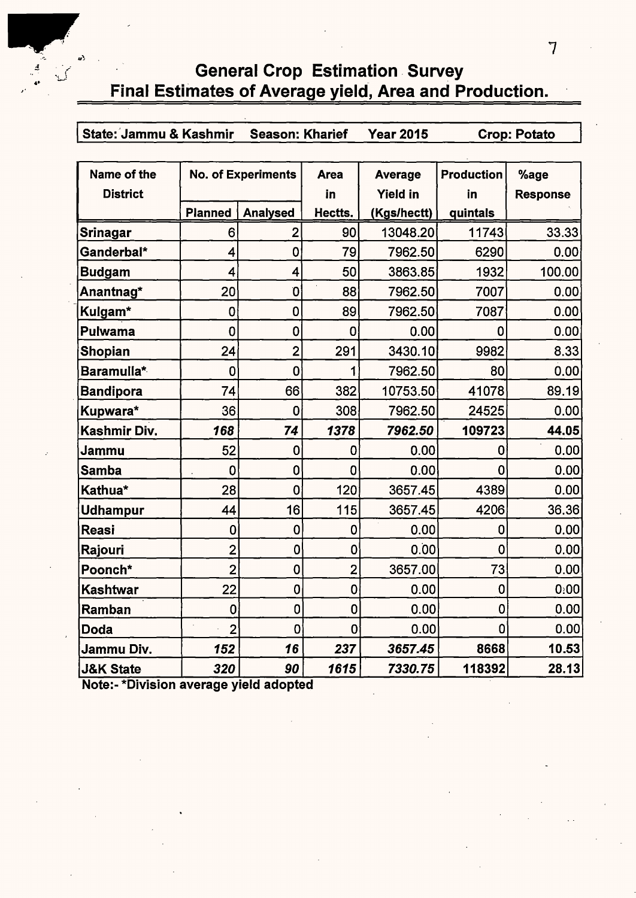# General Crop Estimation Survey
## Final Estimates of Average yield, Area and Production.

| State: Jammu & Kashmir | Season: Kharief | Year 2015 | Crop: Potato |
|---|---|---|---|

| Name of the District | No. of Experiments | | Area in Hectts. | Average Yield in (Kgs/hectt) | Production in quintals | %age Response |
|---|---|---|---|---|---|---|
| | Planned | Analysed | | | | |
| Srinagar | 6 | 2 | 90 | 13048.20 | 11743 | 33.33 |
| Ganderbal* | 4 | 0 | 79 | 7962.50 | 6290 | 0.00 |
| Budgam | 4 | 4 | 50 | 3863.85 | 1932 | 100.00 |
| Anantnag* | 20 | 0 | 88 | 7962.50 | 7007 | 0.00 |
| Kulgam* | 0 | 0 | 89 | 7962.50 | 7087 | 0.00 |
| Pulwama | 0 | 0 | 0 | 0.00 | 0 | 0.00 |
| Shopian | 24 | 2 | 291 | 3430.10 | 9982 | 8.33 |
| Baramulla* | 0 | 0 | 1 | 7962.50 | 80 | 0.00 |
| Bandipora | 74 | 66 | 382 | 10753.50 | 41078 | 89.19 |
| Kupwara* | 36 | 0 | 308 | 7962.50 | 24525 | 0.00 |
| **Kashmir Div.** | ***168*** | ***74*** | ***1378*** | ***7962.50*** | **109723** | **44.05** |
| Jammu | 52 | 0 | 0 | 0.00 | 0 | 0.00 |
| Samba | 0 | 0 | 0 | 0.00 | 0 | 0.00 |
| Kathua* | 28 | 0 | 120 | 3657.45 | 4389 | 0.00 |
| Udhampur | 44 | 16 | 115 | 3657.45 | 4206 | 36.36 |
| Reasi | 0 | 0 | 0 | 0.00 | 0 | 0.00 |
| Rajouri | 2 | 0 | 0 | 0.00 | 0 | 0.00 |
| Poonch* | 2 | 0 | 2 | 3657.00 | 73 | 0.00 |
| Kashtwar | 22 | 0 | 0 | 0.00 | 0 | 0.00 |
| Ramban | 0 | 0 | 0 | 0.00 | 0 | 0.00 |
| Doda | 2 | 0 | 0 | 0.00 | 0 | 0.00 |
| **Jammu Div.** | ***152*** | ***16*** | ***237*** | ***3657.45*** | **8668** | **10.53** |
| **J&K State** | ***320*** | ***90*** | ***1615*** | ***7330.75*** | **118392** | **28.13** |

**Note:- *Division average yield adopted**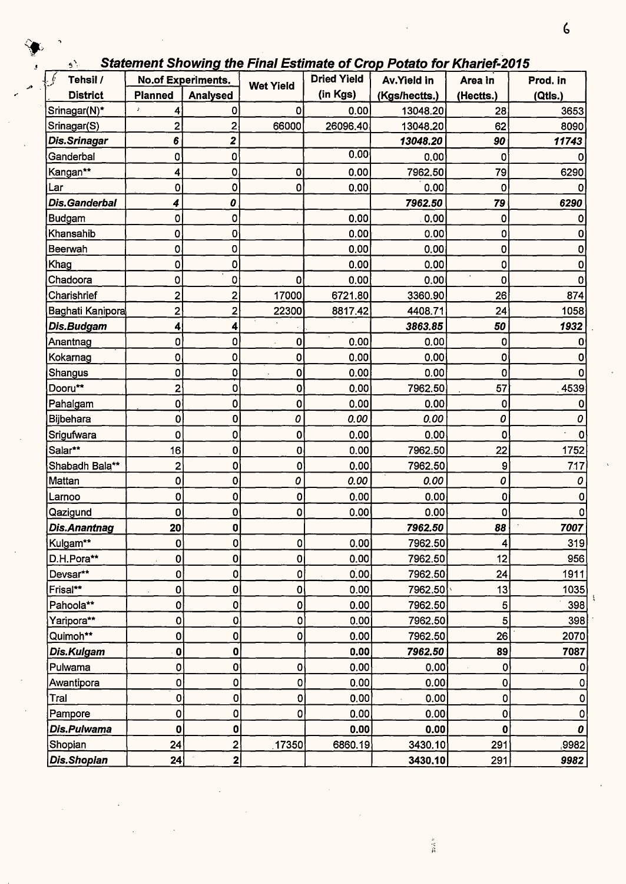## *Statement Showing the Final Estimate of Crop Potato for Kharief-2015*

| Tehsil / District | No.of Experiments. | | Wet Yield | Dried Yield (in Kgs) | Av.Yield in (Kgs/hectts.) | Area in (Hectts.) | Prod. in (Qtls.) |
|---|---|---|---|---|---|---|---|
| | Planned | Analysed | | | | | |
| Srinagar(N)* | 4 | 0 | 0 | 0.00 | 13048.20 | 28 | 3653 |
| Srinagar(S) | 2 | 2 | 66000 | 26096.40 | 13048.20 | 62 | 8090 |
| ***Dis.Srinagar*** | ***6*** | ***2*** | | | ***13048.20*** | ***90*** | ***11743*** |
| Ganderbal | 0 | 0 | | 0.00 | 0.00 | 0 | 0 |
| Kangan** | 4 | 0 | 0 | 0.00 | 7962.50 | 79 | 6290 |
| Lar | 0 | 0 | 0 | 0.00 | 0.00 | 0 | 0 |
| ***Dis.Ganderbal*** | ***4*** | ***0*** | | | ***7962.50*** | ***79*** | ***6290*** |
| Budgam | 0 | 0 | | 0.00 | 0.00 | 0 | 0 |
| Khansahib | 0 | 0 | | 0.00 | 0.00 | 0 | 0 |
| Beerwah | 0 | 0 | | 0.00 | 0.00 | 0 | 0 |
| Khag | 0 | 0 | | 0.00 | 0.00 | 0 | 0 |
| Chadoora | 0 | 0 | 0 | 0.00 | 0.00 | 0 | 0 |
| Charishrief | 2 | 2 | 17000 | 6721.80 | 3360.90 | 26 | 874 |
| Baghati Kanipora | 2 | 2 | 22300 | 8817.42 | 4408.71 | 24 | 1058 |
| ***Dis.Budgam*** | **4** | **4** | | | ***3863.85*** | ***50*** | ***1932*** |
| Anantnag | 0 | 0 | 0 | 0.00 | 0.00 | 0 | 0 |
| Kokarnag | 0 | 0 | 0 | 0.00 | 0.00 | 0 | 0 |
| Shangus | 0 | 0 | 0 | 0.00 | 0.00 | 0 | 0 |
| Dooru** | 2 | 0 | 0 | 0.00 | 7962.50 | 57 | 4539 |
| Pahalgam | 0 | 0 | 0 | 0.00 | 0.00 | 0 | 0 |
| Bijbehara | 0 | 0 | *0* | *0.00* | *0.00* | *0* | *0* |
| Srigufwara | 0 | 0 | 0 | 0.00 | 0.00 | 0 | 0 |
| Salar** | 16 | 0 | 0 | 0.00 | 7962.50 | 22 | 1752 |
| Shabadh Bala** | 2 | 0 | 0 | 0.00 | 7962.50 | 9 | 717 |
| Mattan | 0 | 0 | *0* | *0.00* | *0.00* | *0* | *0* |
| Larnoo | 0 | 0 | 0 | 0.00 | 0.00 | 0 | 0 |
| Qazigund | 0 | 0 | 0 | 0.00 | 0.00 | 0 | 0 |
| ***Dis.Anantnag*** | **20** | **0** | | | ***7962.50*** | ***88*** | ***7007*** |
| Kulgam** | 0 | 0 | 0 | 0.00 | 7962.50 | 4 | 319 |
| D.H.Pora** | 0 | 0 | 0 | 0.00 | 7962.50 | 12 | 956 |
| Devsar** | 0 | 0 | 0 | 0.00 | 7962.50 | 24 | 1911 |
| Frisal** | 0 | 0 | 0 | 0.00 | 7962.50 | 13 | 1035 |
| Pahoola** | 0 | 0 | 0 | 0.00 | 7962.50 | 5 | 398 |
| Yaripora** | 0 | 0 | 0 | 0.00 | 7962.50 | 5 | 398 |
| Quimoh** | 0 | 0 | 0 | 0.00 | 7962.50 | 26 | 2070 |
| ***Dis.Kulgam*** | **0** | **0** | | **0.00** | ***7962.50*** | **89** | **7087** |
| Pulwama | 0 | 0 | 0 | 0.00 | 0.00 | 0 | 0 |
| Awantipora | 0 | 0 | 0 | 0.00 | 0.00 | 0 | 0 |
| Tral | 0 | 0 | 0 | 0.00 | 0.00 | 0 | 0 |
| Pampore | 0 | 0 | 0 | 0.00 | 0.00 | 0 | 0 |
| ***Dis.Pulwama*** | **0** | **0** | | **0.00** | **0.00** | **0** | ***0*** |
| Shopian | 24 | 2 | 17350 | 6860.19 | 3430.10 | 291 | 9982 |
| ***Dis.Shopian*** | **24** | **2** | | | **3430.10** | **291** | ***9982*** |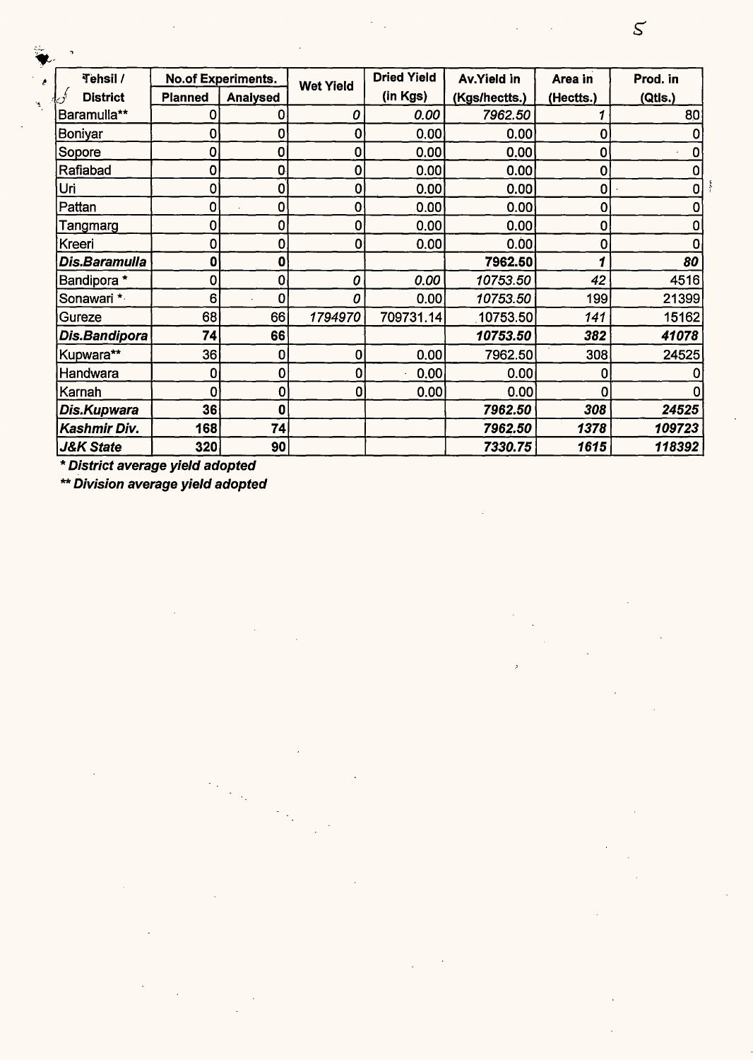| Tehsil / District | No.of Experiments. | | Wet Yield | Dried Yield (in Kgs) | Av.Yield in (Kgs/hectts.) | Area in (Hectts.) | Prod. in (Qtls.) |
|---|---|---|---|---|---|---|---|
| | Planned | Analysed | | | | | |
| Baramulla** | 0 | 0 | *0* | *0.00* | *7962.50* | *1* | 80 |
| Boniyar | 0 | 0 | 0 | 0.00 | 0.00 | 0 | 0 |
| Sopore | 0 | 0 | 0 | 0.00 | 0.00 | 0 | 0 |
| Rafiabad | 0 | 0 | 0 | 0.00 | 0.00 | 0 | 0 |
| Uri | 0 | 0 | 0 | 0.00 | 0.00 | 0 | 0 |
| Pattan | 0 | 0 | 0 | 0.00 | 0.00 | 0 | 0 |
| Tangmarg | 0 | 0 | 0 | 0.00 | 0.00 | 0 | 0 |
| Kreeri | 0 | 0 | 0 | 0.00 | 0.00 | 0 | 0 |
| ***Dis.Baramulla*** | **0** | **0** | | | **7962.50** | ***1*** | ***80*** |
| Bandipora * | 0 | 0 | *0* | *0.00* | *10753.50* | *42* | 4516 |
| Sonawari * | 6 | 0 | *0* | 0.00 | *10753.50* | 199 | 21399 |
| Gureze | 68 | 66 | *1794970* | 709731.14 | 10753.50 | *141* | 15162 |
| ***Dis.Bandipora*** | **74** | **66** | | | ***10753.50*** | ***382*** | ***41078*** |
| Kupwara** | 36 | 0 | 0 | 0.00 | 7962.50 | 308 | 24525 |
| Handwara | 0 | 0 | 0 | 0.00 | 0.00 | 0 | 0 |
| Karnah | 0 | 0 | 0 | 0.00 | 0.00 | 0 | 0 |
| ***Dis.Kupwara*** | **36** | **0** | | | ***7962.50*** | ***308*** | ***24525*** |
| ***Kashmir Div.*** | **168** | **74** | | | ***7962.50*** | ***1378*** | ***109723*** |
| ***J&K State*** | **320** | **90** | | | ***7330.75*** | ***1615*** | ***118392*** |

***\* District average yield adopted***

***\*\* Division average yield adopted***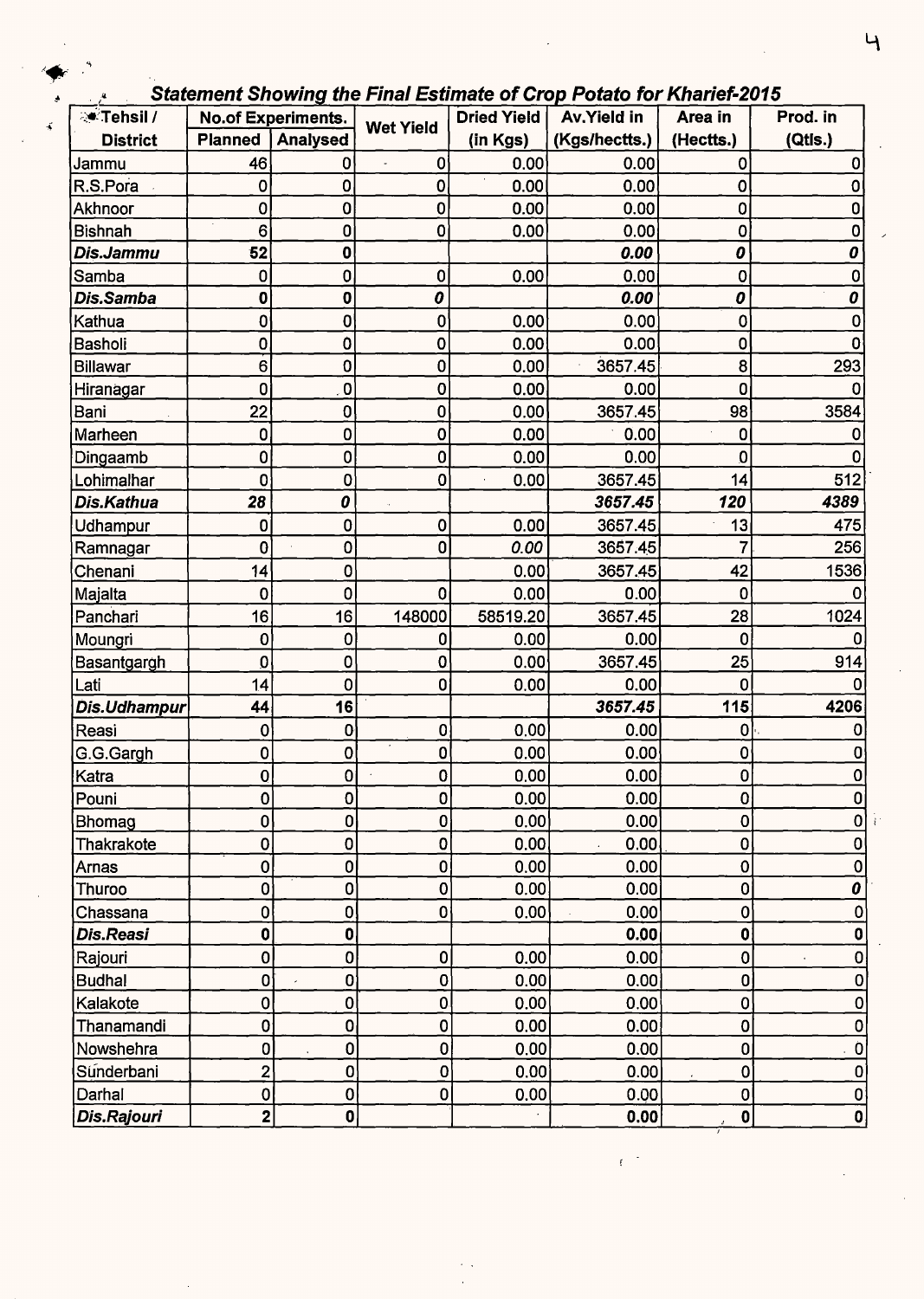### *Statement Showing the Final Estimate of Crop Potato for Kharief-2015*

| Tehsil / District | No.of Experiments. | | Wet Yield | Dried Yield (in Kgs) | Av.Yield in (Kgs/hectts.) | Area in (Hectts.) | Prod. in (Qtls.) |
|---|---|---|---|---|---|---|---|
| | Planned | Analysed | | | | | |
| Jammu | 46 | 0 | 0 | 0.00 | 0.00 | 0 | 0 |
| R.S.Pora | 0 | 0 | 0 | 0.00 | 0.00 | 0 | 0 |
| Akhnoor | 0 | 0 | 0 | 0.00 | 0.00 | 0 | 0 |
| Bishnah | 6 | 0 | 0 | 0.00 | 0.00 | 0 | 0 |
| ***Dis.Jammu*** | **52** | **0** | | | ***0.00*** | ***0*** | ***0*** |
| Samba | 0 | 0 | 0 | 0.00 | 0.00 | 0 | 0 |
| ***Dis.Samba*** | **0** | **0** | ***0*** | | ***0.00*** | ***0*** | ***0*** |
| Kathua | 0 | 0 | 0 | 0.00 | 0.00 | 0 | 0 |
| Basholi | 0 | 0 | 0 | 0.00 | 0.00 | 0 | 0 |
| Billawar | 6 | 0 | 0 | 0.00 | 3657.45 | 8 | 293 |
| Hiranagar | 0 | 0 | 0 | 0.00 | 0.00 | 0 | 0 |
| Bani | 22 | 0 | 0 | 0.00 | 3657.45 | 98 | 3584 |
| Marheen | 0 | 0 | 0 | 0.00 | 0.00 | 0 | 0 |
| Dingaamb | 0 | 0 | 0 | 0.00 | 0.00 | 0 | 0 |
| Lohimalhar | 0 | 0 | 0 | 0.00 | 3657.45 | 14 | 512 |
| ***Dis.Kathua*** | ***28*** | ***0*** | | | ***3657.45*** | ***120*** | ***4389*** |
| Udhampur | 0 | 0 | 0 | 0.00 | 3657.45 | 13 | 475 |
| Ramnagar | 0 | 0 | 0 | *0.00* | 3657.45 | 7 | 256 |
| Chenani | 14 | 0 | | 0.00 | 3657.45 | 42 | 1536 |
| Majalta | 0 | 0 | 0 | 0.00 | 0.00 | 0 | 0 |
| Panchari | 16 | 16 | 148000 | 58519.20 | 3657.45 | 28 | 1024 |
| Moungri | 0 | 0 | 0 | 0.00 | 0.00 | 0 | 0 |
| Basantgargh | 0 | 0 | 0 | 0.00 | 3657.45 | 25 | 914 |
| Lati | 14 | 0 | 0 | 0.00 | 0.00 | 0 | 0 |
| ***Dis.Udhampur*** | **44** | **16** | | | ***3657.45*** | **115** | **4206** |
| Reasi | 0 | 0 | 0 | 0.00 | 0.00 | 0 | 0 |
| G.G.Gargh | 0 | 0 | 0 | 0.00 | 0.00 | 0 | 0 |
| Katra | 0 | 0 | 0 | 0.00 | 0.00 | 0 | 0 |
| Pouni | 0 | 0 | 0 | 0.00 | 0.00 | 0 | 0 |
| Bhomag | 0 | 0 | 0 | 0.00 | 0.00 | 0 | 0 |
| Thakrakote | 0 | 0 | 0 | 0.00 | 0.00 | 0 | 0 |
| Arnas | 0 | 0 | 0 | 0.00 | 0.00 | 0 | 0 |
| Thuroo | 0 | 0 | 0 | 0.00 | 0.00 | 0 | ***0*** |
| Chassana | 0 | 0 | 0 | 0.00 | 0.00 | 0 | 0 |
| ***Dis.Reasi*** | **0** | **0** | | | **0.00** | **0** | **0** |
| Rajouri | 0 | 0 | 0 | 0.00 | 0.00 | 0 | 0 |
| Budhal | 0 | 0 | 0 | 0.00 | 0.00 | 0 | 0 |
| Kalakote | 0 | 0 | 0 | 0.00 | 0.00 | 0 | 0 |
| Thanamandi | 0 | 0 | 0 | 0.00 | 0.00 | 0 | 0 |
| Nowshehra | 0 | 0 | 0 | 0.00 | 0.00 | 0 | 0 |
| Sunderbani | 2 | 0 | 0 | 0.00 | 0.00 | 0 | 0 |
| Darhal | 0 | 0 | 0 | 0.00 | 0.00 | 0 | 0 |
| ***Dis.Rajouri*** | **2** | **0** | | | **0.00** | **0** | **0** |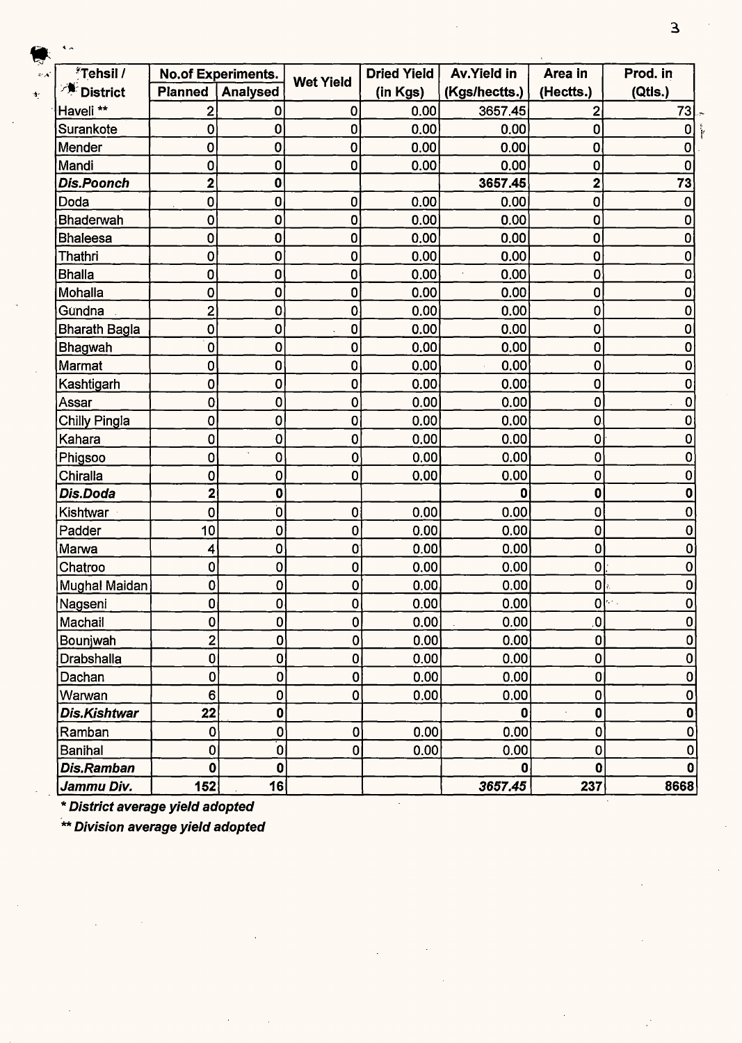| Tehsil / District | No.of Experiments. | | Wet Yield | Dried Yield (in Kgs) | Av.Yield in (Kgs/hectts.) | Area in (Hectts.) | Prod. in (Qtls.) |
|---|---|---|---|---|---|---|---|
| | Planned | Analysed | | | | | |
| Haveli ** | 2 | 0 | 0 | 0.00 | 3657.45 | 2 | 73 |
| Surankote | 0 | 0 | 0 | 0.00 | 0.00 | 0 | 0 |
| Mender | 0 | 0 | 0 | 0.00 | 0.00 | 0 | 0 |
| Mandi | 0 | 0 | 0 | 0.00 | 0.00 | 0 | 0 |
| ***Dis.Poonch*** | **2** | **0** | | | **3657.45** | **2** | **73** |
| Doda | 0 | 0 | 0 | 0.00 | 0.00 | 0 | 0 |
| Bhaderwah | 0 | 0 | 0 | 0.00 | 0.00 | 0 | 0 |
| Bhaleesa | 0 | 0 | 0 | 0.00 | 0.00 | 0 | 0 |
| Thathri | 0 | 0 | 0 | 0.00 | 0.00 | 0 | 0 |
| Bhalla | 0 | 0 | 0 | 0.00 | 0.00 | 0 | 0 |
| Mohalla | 0 | 0 | 0 | 0.00 | 0.00 | 0 | 0 |
| Gundna | 2 | 0 | 0 | 0.00 | 0.00 | 0 | 0 |
| Bharath Bagla | 0 | 0 | 0 | 0.00 | 0.00 | 0 | 0 |
| Bhagwah | 0 | 0 | 0 | 0.00 | 0.00 | 0 | 0 |
| Marmat | 0 | 0 | 0 | 0.00 | 0.00 | 0 | 0 |
| Kashtigarh | 0 | 0 | 0 | 0.00 | 0.00 | 0 | 0 |
| Assar | 0 | 0 | 0 | 0.00 | 0.00 | 0 | 0 |
| Chilly Pingla | 0 | 0 | 0 | 0.00 | 0.00 | 0 | 0 |
| Kahara | 0 | 0 | 0 | 0.00 | 0.00 | 0 | 0 |
| Phigsoo | 0 | 0 | 0 | 0.00 | 0.00 | 0 | 0 |
| Chiralla | 0 | 0 | 0 | 0.00 | 0.00 | 0 | 0 |
| ***Dis.Doda*** | **2** | **0** | | | **0** | **0** | **0** |
| Kishtwar | 0 | 0 | 0 | 0.00 | 0.00 | 0 | 0 |
| Padder | 10 | 0 | 0 | 0.00 | 0.00 | 0 | 0 |
| Marwa | 4 | 0 | 0 | 0.00 | 0.00 | 0 | 0 |
| Chatroo | 0 | 0 | 0 | 0.00 | 0.00 | 0 | 0 |
| Mughal Maidan | 0 | 0 | 0 | 0.00 | 0.00 | 0 | 0 |
| Nagseni | 0 | 0 | 0 | 0.00 | 0.00 | 0 | 0 |
| Machail | 0 | 0 | 0 | 0.00 | 0.00 | 0 | 0 |
| Bounjwah | 2 | 0 | 0 | 0.00 | 0.00 | 0 | 0 |
| Drabshalla | 0 | 0 | 0 | 0.00 | 0.00 | 0 | 0 |
| Dachan | 0 | 0 | 0 | 0.00 | 0.00 | 0 | 0 |
| Warwan | 6 | 0 | 0 | 0.00 | 0.00 | 0 | 0 |
| ***Dis.Kishtwar*** | **22** | **0** | | | **0** | **0** | **0** |
| Ramban | 0 | 0 | 0 | 0.00 | 0.00 | 0 | 0 |
| Banihal | 0 | 0 | 0 | 0.00 | 0.00 | 0 | 0 |
| ***Dis.Ramban*** | **0** | **0** | | | **0** | **0** | **0** |
| ***Jammu Div.*** | **152** | **16** | | | ***3657.45*** | **237** | **8668** |

***District average yield adopted**

****Division average yield adopted**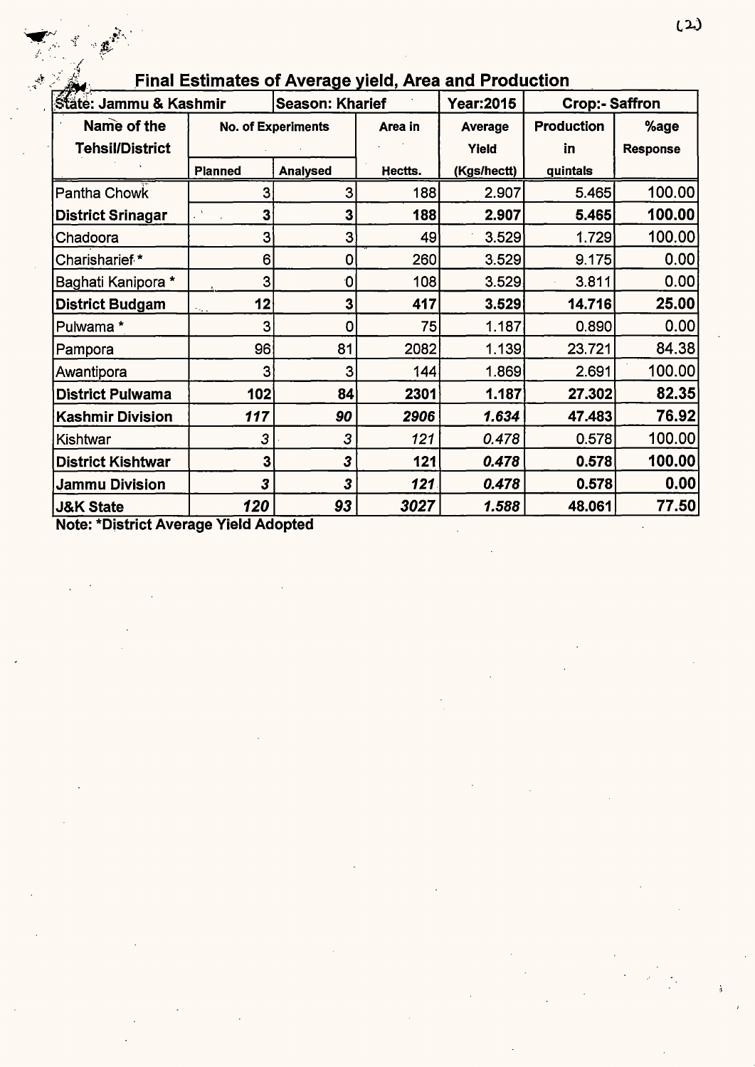## Final Estimates of Average yield, Area and Production

| State: Jammu & Kashmir | | Season: Kharief | | Year:2015 | Crop:- Saffron | |
|---|---|---|---|---|---|---|
| **Name of the Tehsil/District** | **No. of Experiments** | | **Area in** | **Average Yield** | **Production in** | **%age Response** |
| | **Planned** | **Analysed** | **Hectts.** | **(Kgs/hectt)** | **quintals** | |
| Pantha Chowk | 3 | 3 | 188 | 2.907 | 5.465 | 100.00 |
| **District Srinagar** | **3** | **3** | **188** | **2.907** | **5.465** | **100.00** |
| Chadoora | 3 | 3 | 49 | 3.529 | 1.729 | 100.00 |
| Charisharief * | 6 | 0 | 260 | 3.529 | 9.175 | 0.00 |
| Baghati Kanipora * | 3 | 0 | 108 | 3.529 | 3.811 | 0.00 |
| **District Budgam** | **12** | **3** | **417** | **3.529** | **14.716** | **25.00** |
| Pulwama * | 3 | 0 | 75 | 1.187 | 0.890 | 0.00 |
| Pampora | 96 | 81 | 2082 | 1.139 | 23.721 | 84.38 |
| Awantipora | 3 | 3 | 144 | 1.869 | 2.691 | 100.00 |
| **District Pulwama** | **102** | **84** | **2301** | **1.187** | **27.302** | **82.35** |
| **Kashmir Division** | ***117*** | ***90*** | ***2906*** | ***1.634*** | **47.483** | **76.92** |
| Kishtwar | *3* | *3* | *121* | *0.478* | 0.578 | 100.00 |
| **District Kishtwar** | **3** | ***3*** | **121** | ***0.478*** | **0.578** | **100.00** |
| **Jammu Division** | ***3*** | ***3*** | ***121*** | ***0.478*** | **0.578** | **0.00** |
| **J&K State** | ***120*** | ***93*** | ***3027*** | ***1.588*** | **48.061** | **77.50** |

**Note: *District Average Yield Adopted**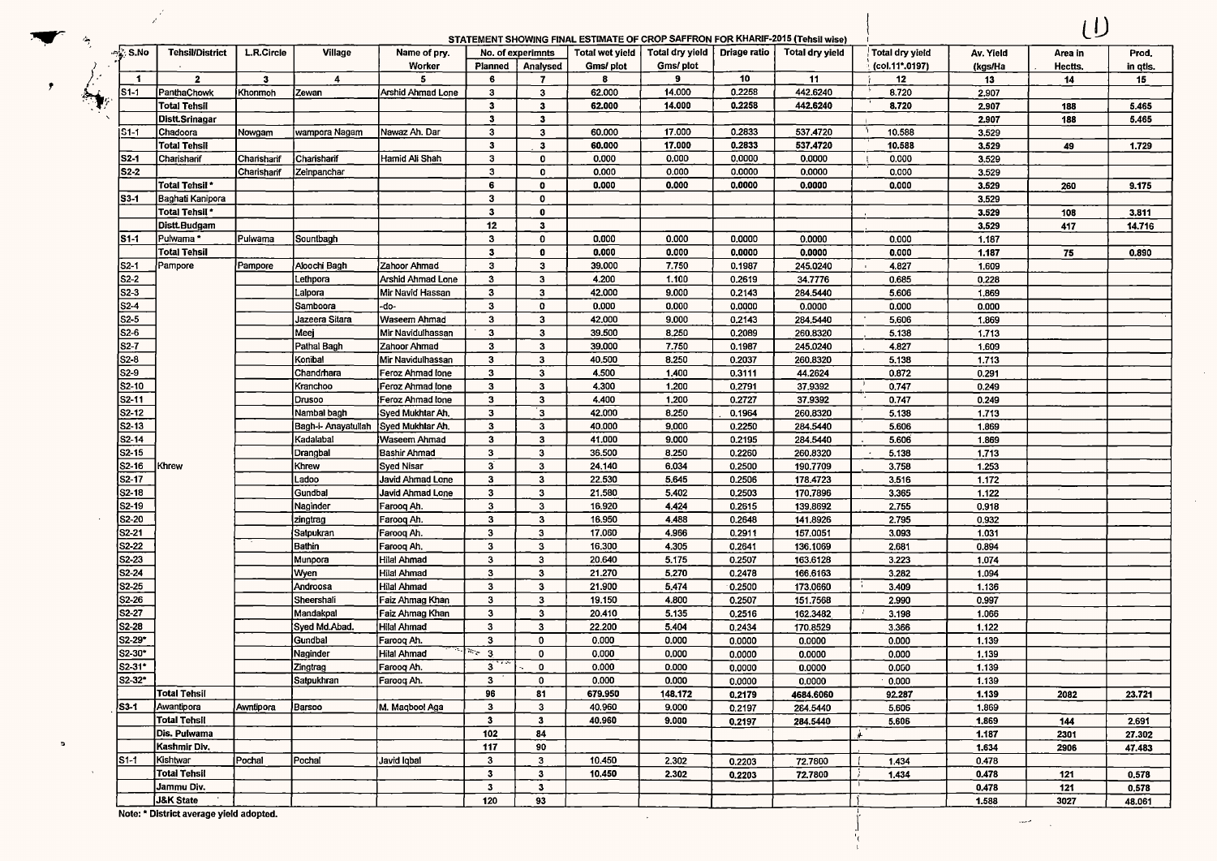**STATEMENT SHOWING FINAL ESTIMATE OF CROP SAFFRON FOR KHARIF-2015 (Tehsil wise)**

| S.No | Tehsil/District | L.R.Circle | Village | Name of pry. Worker | No. of experimnts | | Total wet yield Gms/ plot | Total dry yield Gms/ plot | Driage ratio | Total dry yield | Total dry yield (col.11*.0197) | Av. Yield (kgs/Ha | Area in Hectts. | Prod. in qtls. |
|---|---|---|---|---|---|---|---|---|---|---|---|---|---|---|
| | | | | | Planned | Analysed | | | | | | | | |
| 1 | 2 | 3 | 4 | 5 | 6 | 7 | 8 | 9 | 10 | 11 | 12 | 13 | 14 | 15 |
| S1-1 | PanthaChowk | Khonmoh | Zewan | Arshid Ahmad Lone | 3 | 3 | 62.000 | 14.000 | 0.2258 | 442.6240 | 8.720 | 2.907 | | |
| | Total Tehsil | | | | 3 | 3 | 62.000 | 14.000 | 0.2258 | 442.6240 | 8.720 | 2.907 | 188 | 5.465 |
| | Distt.Srinagar | | | | 3 | 3 | | | | | | 2.907 | 188 | 5.465 |
| S1-1 | Chadoora | Nowgam | wampora Nagam | Nawaz Ah. Dar | 3 | 3 | 60.000 | 17.000 | 0.2833 | 537.4720 | 10.588 | 3.529 | | |
| | Total Tehsil | | | | 3 | 3 | 60.000 | 17.000 | 0.2833 | 537.4720 | 10.588 | 3.529 | 49 | 1.729 |
| S2-1 | Charisharif | Charisharif | Charisharif | Hamid Ali Shah | 3 | 0 | 0.000 | 0.000 | 0.0000 | 0.0000 | 0.000 | 3.529 | | |
| S2-2 | | Charisharif | Zeinpanchar | | 3 | 0 | 0.000 | 0.000 | 0.0000 | 0.0000 | 0.000 | 3.529 | | |
| | Total Tehsil * | | | | 6 | 0 | 0.000 | 0.000 | 0.0000 | 0.0000 | 0.000 | 3.529 | 260 | 9.175 |
| S3-1 | Baghati Kanipora | | | | 3 | 0 | | | | | | 3.529 | | |
| | Total Tehsil * | | | | 3 | 0 | | | | | | 3.529 | 108 | 3.811 |
| | Distt.Budgam | | | | 12 | 3 | | | | | | 3.529 | 417 | 14.716 |
| S1-1 | Pulwama * | Pulwama | Sountbagh | | 3 | 0 | 0.000 | 0.000 | 0.0000 | 0.0000 | 0.000 | 1.187 | | |
| | Total Tehsil | | | | 3 | 0 | 0.000 | 0.000 | 0.0000 | 0.0000 | 0.000 | 1.187 | 75 | 0.890 |
| S2-1 | Pampore | Pampore | Aloochi Bagh | Zahoor Ahmad | 3 | 3 | 39.000 | 7.750 | 0.1987 | 245.0240 | 4.827 | 1.609 | | |
| S2-2 | | | Lethpora | Arshid Ahmad Lone | 3 | 3 | 4.200 | 1.100 | 0.2619 | 34.7776 | 0.685 | 0.228 | | |
| S2-3 | | | Lalpora | Mir Navid Hassan | 3 | 3 | 42.000 | 9.000 | 0.2143 | 284.5440 | 5.606 | 1.869 | | |
| S2-4 | | | Samboora | -do- | 3 | 0 | 0.000 | 0.000 | 0.0000 | 0.0000 | 0.000 | 0.000 | | |
| S2-5 | | | Jazeera Sitara | Waseem Ahmad | 3 | 3 | 42.000 | 9.000 | 0.2143 | 284.5440 | 5.606 | 1.869 | | |
| S2-6 | | | Meej | Mir Navidulhassan | 3 | 3 | 39.500 | 8.250 | 0.2089 | 260.8320 | 5.138 | 1.713 | | |
| S2-7 | | | Pathal Bagh | Zahoor Ahmad | 3 | 3 | 39.000 | 7.750 | 0.1987 | 245.0240 | 4.827 | 1.609 | | |
| S2-8 | | | Konibal | Mir Navidulhassan | 3 | 3 | 40.500 | 8.250 | 0.2037 | 260.8320 | 5.138 | 1.713 | | |
| S2-9 | | | Chandrhara | Feroz Ahmad lone | 3 | 3 | 4.500 | 1.400 | 0.3111 | 44.2624 | 0.872 | 0.291 | | |
| S2-10 | | | Kranchoo | Feroz Ahmad lone | 3 | 3 | 4.300 | 1.200 | 0.2791 | 37.9392 | 0.747 | 0.249 | | |
| S2-11 | | | Drusoo | Feroz Ahmad lone | 3 | 3 | 4.400 | 1.200 | 0.2727 | 37.9392 | 0.747 | 0.249 | | |
| S2-12 | | | Nambal bagh | Syed Mukhtar Ah. | 3 | 3 | 42.000 | 8.250 | 0.1964 | 260.8320 | 5.138 | 1.713 | | |
| S2-13 | | | Bagh-i- Anayatullah | Syed Mukhtar Ah. | 3 | 3 | 40.000 | 9.000 | 0.2250 | 284.5440 | 5.606 | 1.869 | | |
| S2-14 | | | Kadalabal | Waseem Ahmad | 3 | 3 | 41.000 | 9.000 | 0.2195 | 284.5440 | 5.606 | 1.869 | | |
| S2-15 | | | Drangbal | Bashir Ahmad | 3 | 3 | 36.500 | 8.250 | 0.2260 | 260.8320 | 5.138 | 1.713 | | |
| S2-16 | Khrew | | Khrew | Syed Nisar | 3 | 3 | 24.140 | 6.034 | 0.2500 | 190.7709 | 3.758 | 1.253 | | |
| S2-17 | | | Ladoo | Javid Ahmad Lone | 3 | 3 | 22.530 | 5.645 | 0.2506 | 178.4723 | 3.516 | 1.172 | | |
| S2-18 | | | Gundbal | Javid Ahmad Lone | 3 | 3 | 21.580 | 5.402 | 0.2503 | 170.7896 | 3.365 | 1.122 | | |
| S2-19 | | | Naginder | Farooq Ah. | 3 | 3 | 16.920 | 4.424 | 0.2615 | 139.8692 | 2.755 | 0.918 | | |
| S2-20 | | | zingtrag | Farooq Ah. | 3 | 3 | 16.950 | 4.488 | 0.2648 | 141.8926 | 2.795 | 0.932 | | |
| S2-21 | | | Satpukran | Farooq Ah. | 3 | 3 | 17.060 | 4.966 | 0.2911 | 157.0051 | 3.093 | 1.031 | | |
| S2-22 | | | Bathin | Farooq Ah. | 3 | 3 | 16.300 | 4.305 | 0.2641 | 136.1069 | 2.681 | 0.894 | | |
| S2-23 | | | Munpora | Hilal Ahmad | 3 | 3 | 20.640 | 5.175 | 0.2507 | 163.6128 | 3.223 | 1.074 | | |
| S2-24 | | | Wyen | Hilal Ahmad | 3 | 3 | 21.270 | 5.270 | 0.2478 | 166.6163 | 3.282 | 1.094 | | |
| S2-25 | | | Androosa | Hilal Ahmad | 3 | 3 | 21.900 | 5.474 | 0.2500 | 173.0660 | 3.409 | 1.136 | | |
| S2-26 | | | Sheershali | Faiz Ahmag Khan | 3 | 3 | 19.150 | 4.800 | 0.2507 | 151.7568 | 2.990 | 0.997 | | |
| S2-27 | | | Mandakpal | Faiz Ahmag Khan | 3 | 3 | 20.410 | 5.135 | 0.2516 | 162.3482 | 3.198 | 1.066 | | |
| S2-28 | | | Syed Md.Abad. | Hilal Ahmad | 3 | 3 | 22.200 | 5.404 | 0.2434 | 170.8529 | 3.366 | 1.122 | | |
| S2-29* | | | Gundbal | Farooq Ah. | 3 | 0 | 0.000 | 0.000 | 0.0000 | 0.0000 | 0.000 | 1.139 | | |
| S2-30* | | | Naginder | Hilal Ahmad | 3 | 0 | 0.000 | 0.000 | 0.0000 | 0.0000 | 0.000 | 1.139 | | |
| S2-31* | | | Zingtrag | Farooq Ah. | 3 | 0 | 0.000 | 0.000 | 0.0000 | 0.0000 | 0.000 | 1.139 | | |
| S2-32* | | | Satpukhran | Farooq Ah. | 3 | 0 | 0.000 | 0.000 | 0.0000 | 0.0000 | 0.000 | 1.139 | | |
| | Total Tehsil | | | | 96 | 81 | 679.950 | 148.172 | 0.2179 | 4684.6060 | 92.287 | 1.139 | 2082 | 23.721 |
| S3-1 | Awntipora | Awntipora | Barsoo | M. Maqbool Aga | 3 | 3 | 40.960 | 9.000 | 0.2197 | 284.5440 | 5.606 | 1.869 | | |
| | Total Tehsil | | | | 3 | 3 | 40.960 | 9.000 | 0.2197 | 284.5440 | 5.606 | 1.869 | 144 | 2.691 |
| | Dis. Pulwama | | | | 102 | 84 | | | | | | 1.187 | 2301 | 27.302 |
| | Kashmir Div. | | | | 117 | 90 | | | | | | 1.634 | 2906 | 47.483 |
| S1-1 | Kishtwar | Pochal | Pochal | Javid Iqbal | 3 | 3 | 10.450 | 2.302 | 0.2203 | 72.7800 | 1.434 | 0.478 | | |
| | Total Tehsil | | | | 3 | 3 | 10.450 | 2.302 | 0.2203 | 72.7800 | 1.434 | 0.478 | 121 | 0.578 |
| | Jammu Div. | | | | 3 | 3 | | | | | | 0.478 | 121 | 0.578 |
| | J&K State | | | | 120 | 93 | | | | | | 1.588 | 3027 | 48.061 |

Note: * District average yield adopted.